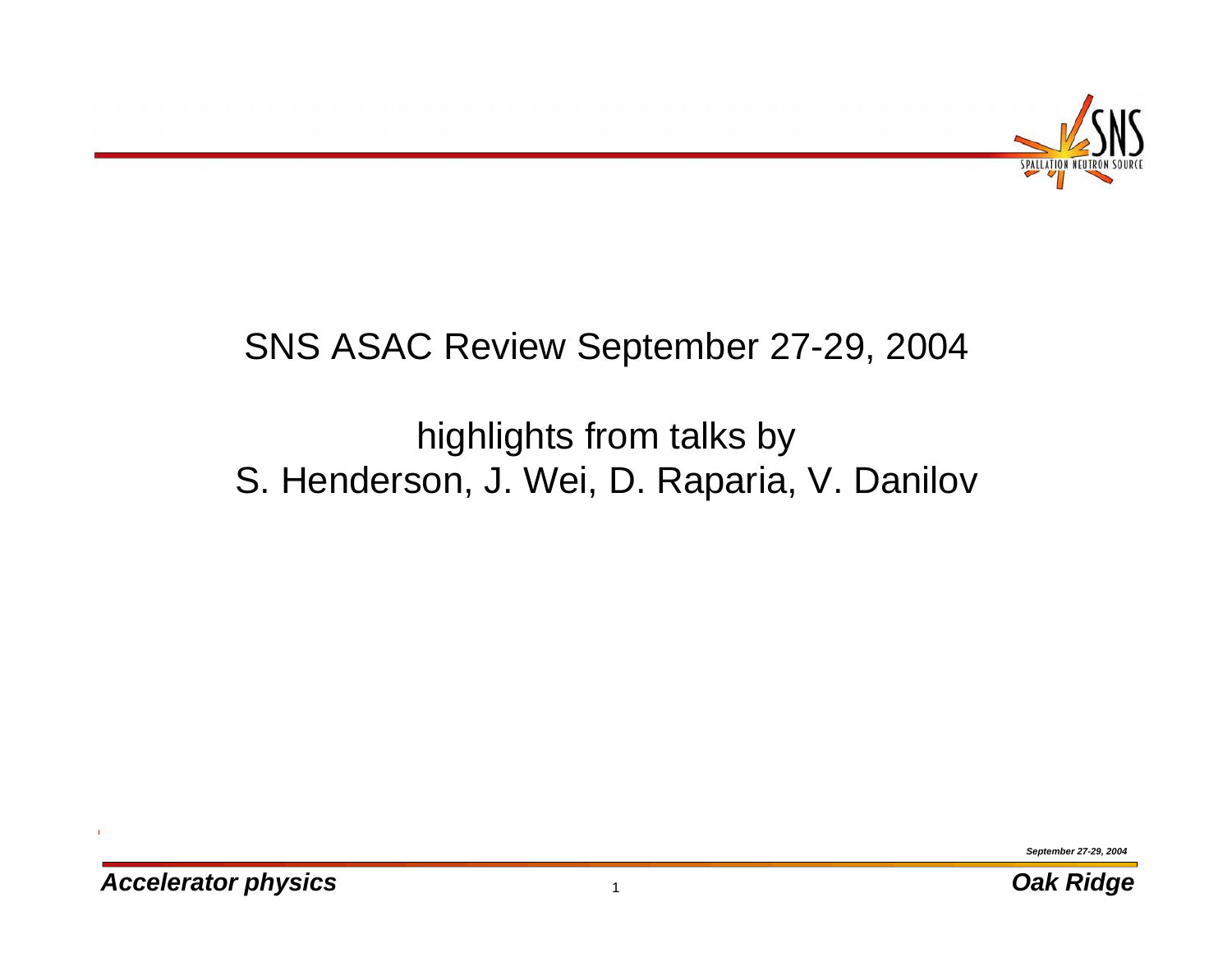# SNS ASAC Review September 27-29, 2004

## highlights from talks by S. Henderson, J. Wei, D. Raparia, V. Danilov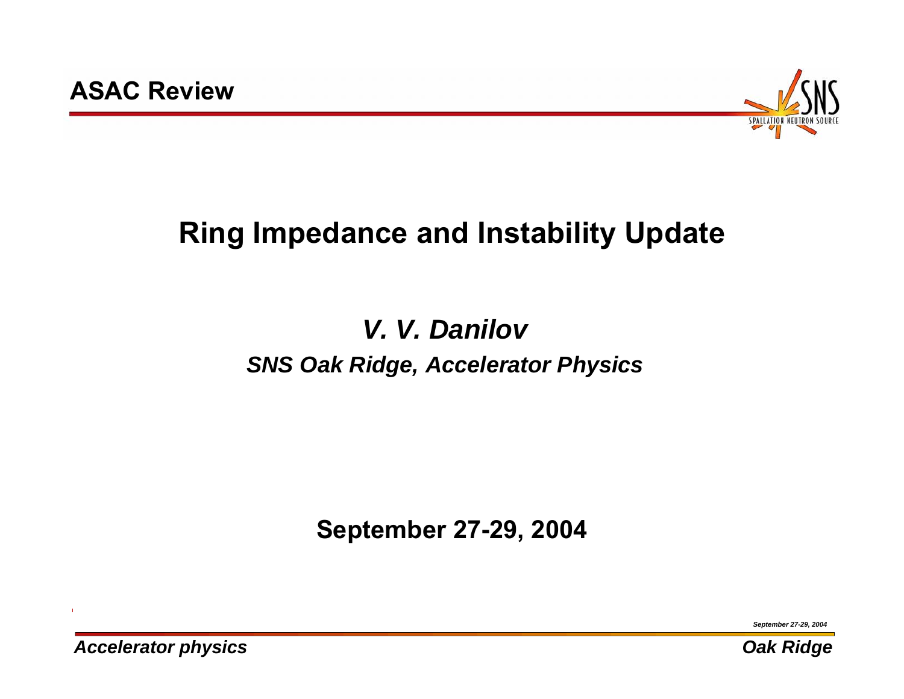# Ring Impedance and Instability Update

## *V. V. Danilov*

### *SNS Oak Ridge, Accelerator Physics*

**September 27-29, 2004**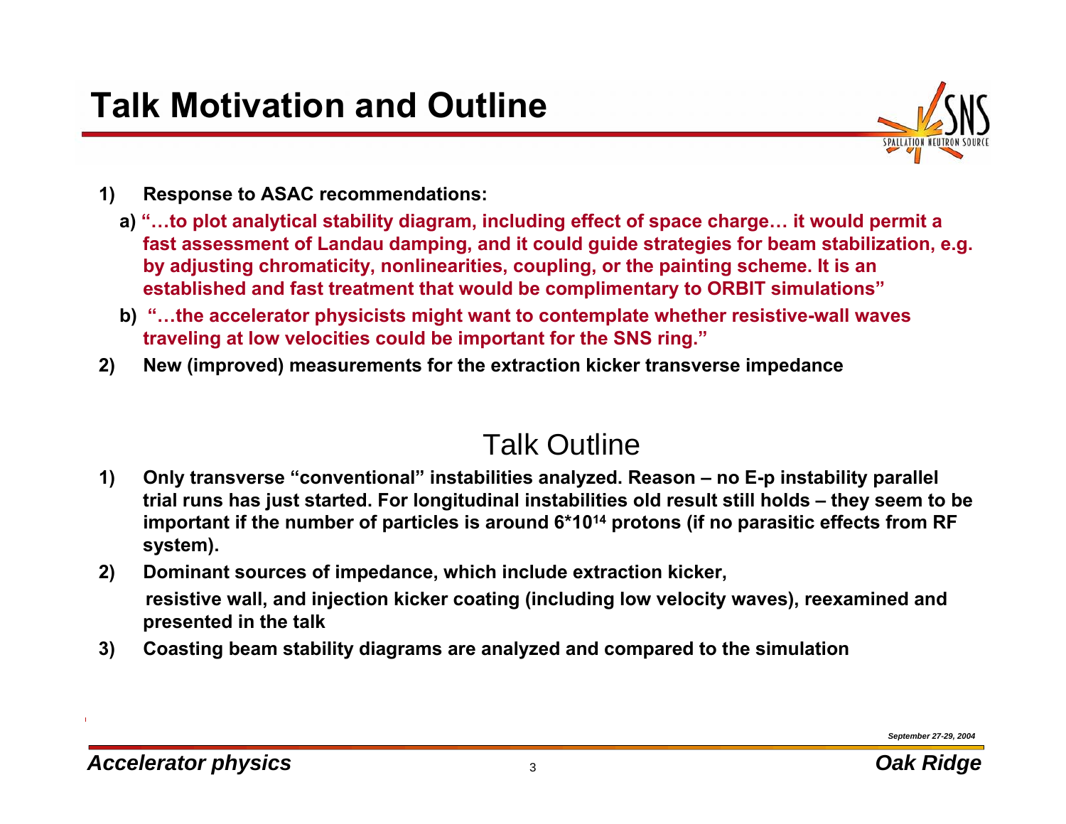# Talk Motivation and Outline

1) **Response to ASAC recommendations:**
   a) **"…to plot analytical stability diagram, including effect of space charge… it would permit a fast assessment of Landau damping, and it could guide strategies for beam stabilization, e.g. by adjusting chromaticity, nonlinearities, coupling, or the painting scheme. It is an established and fast treatment that would be complimentary to ORBIT simulations"**
   b) **"…the accelerator physicists might want to contemplate whether resistive-wall waves traveling at low velocities could be important for the SNS ring."**
2) **New (improved) measurements for the extraction kicker transverse impedance**

## Talk Outline

1) **Only transverse "conventional" instabilities analyzed. Reason – no E-p instability parallel trial runs has just started. For longitudinal instabilities old result still holds – they seem to be important if the number of particles is around $6*10^{14}$ protons (if no parasitic effects from RF system).**
2) **Dominant sources of impedance, which include extraction kicker, resistive wall, and injection kicker coating (including low velocity waves), reexamined and presented in the talk**
3) **Coasting beam stability diagrams are analyzed and compared to the simulation**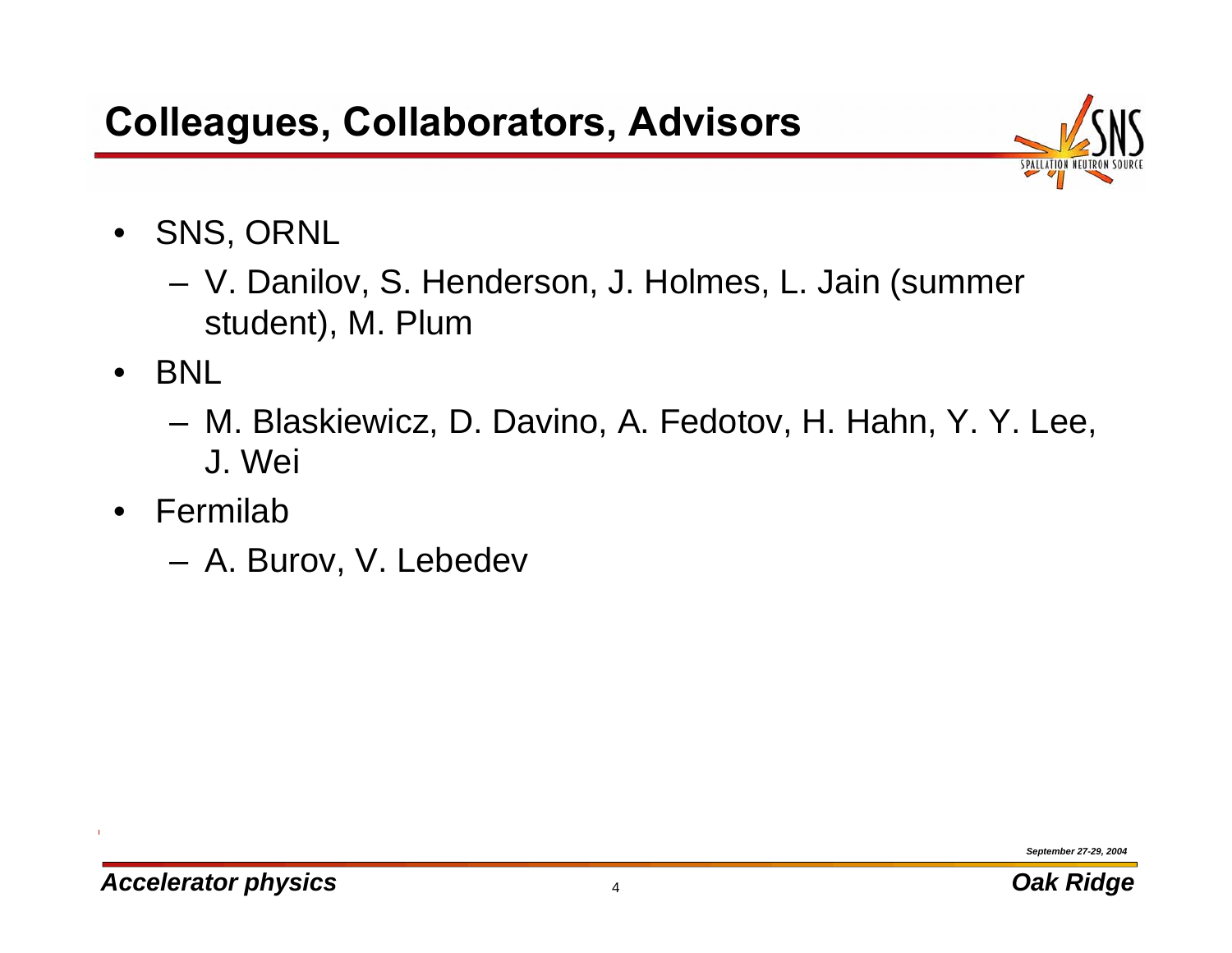# Colleagues, Collaborators, Advisors

- SNS, ORNL
  - V. Danilov, S. Henderson, J. Holmes, L. Jain (summer student), M. Plum
- BNL
  - M. Blaskiewicz, D. Davino, A. Fedotov, H. Hahn, Y. Y. Lee, J. Wei
- Fermilab
  - A. Burov, V. Lebedev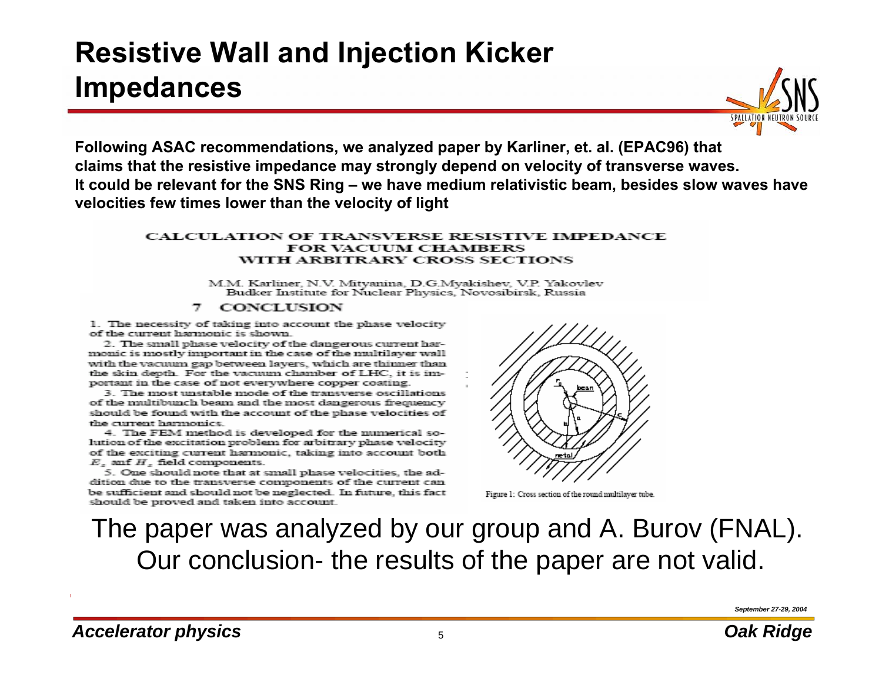# Resistive Wall and Injection Kicker Impedances

**Following ASAC recommendations, we analyzed paper by Karliner, et. al. (EPAC96) that claims that the resistive impedance may strongly depend on velocity of transverse waves. It could be relevant for the SNS Ring – we have medium relativistic beam, besides slow waves have velocities few times lower than the velocity of light**

### CALCULATION OF TRANSVERSE RESISTIVE IMPEDANCE FOR VACUUM CHAMBERS WITH ARBITRARY CROSS SECTIONS

M.M. Karliner, N.V. Mityanina, D.G.Myakishev, V.P. Yakovlev
Budker Institute for Nuclear Physics, Novosibirsk, Russia

#### 7 CONCLUSION

1. The necessity of taking into account the phase velocity of the current harmonic is shown.

2. The small phase velocity of the dangerous current harmonic is mostly important in the case of the multilayer wall with the vacuum gap between layers, which are thinner than the skin depth. For the vacuum chamber of LHC, it is important in the case of not everywhere copper coating.

3. The most unstable mode of the transverse oscillations of the multibunch beam and the most dangerous frequency should be found with the account of the phase velocities of the current harmonics.

4. The FEM method is developed for the numerical solution of the excitation problem for arbitrary phase velocity of the exciting current harmonic, taking into account both $E_z$ anf $H_z$ field components.

5. One should note that at small phase velocities, the addition due to the transverse components of the current can be sufficient and should not be neglected. In future, this fact should be proved and taken into account.

Figure 1: Cross section of the round multilayer tube.

The paper was analyzed by our group and A. Burov (FNAL). Our conclusion- the results of the paper are not valid.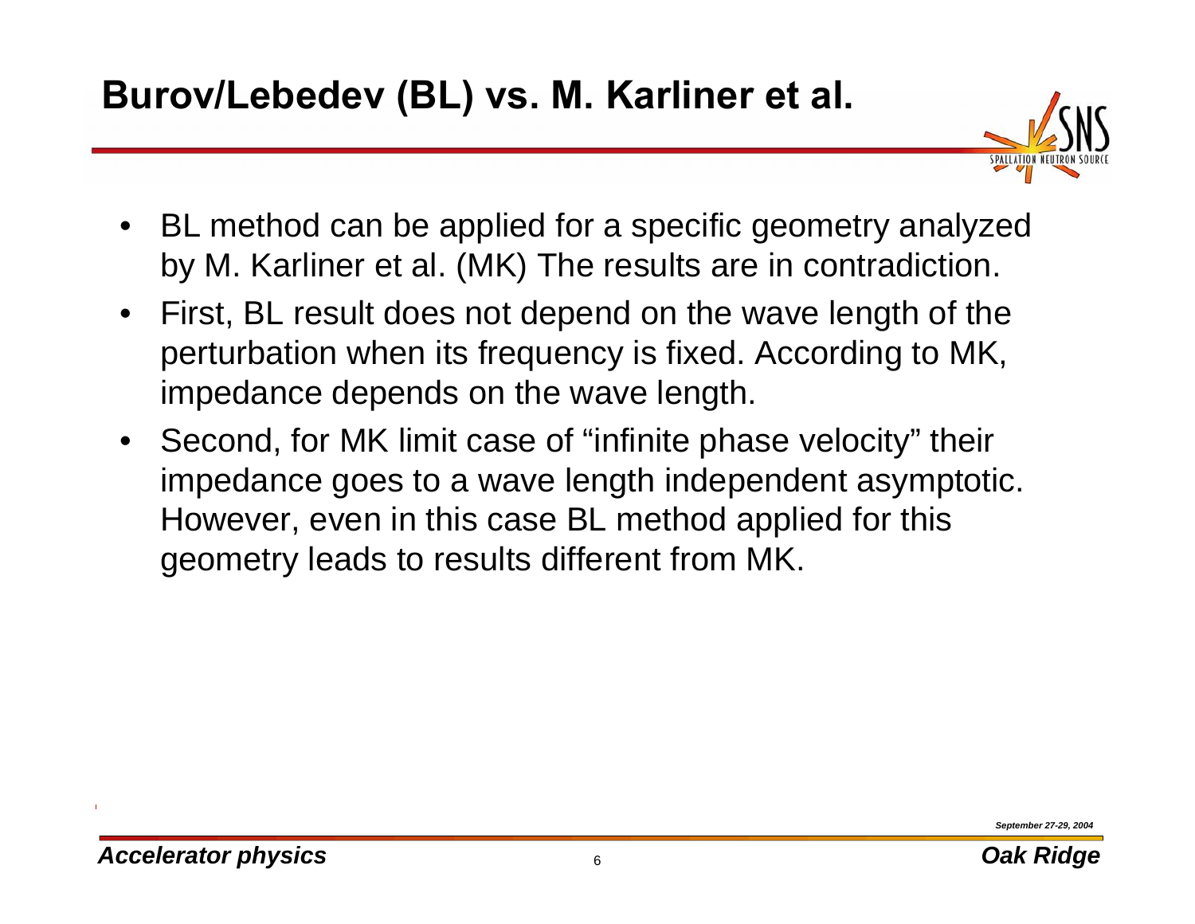# Burov/Lebedev (BL) vs. M. Karliner et al.

- BL method can be applied for a specific geometry analyzed by M. Karliner et al. (MK) The results are in contradiction.
- First, BL result does not depend on the wave length of the perturbation when its frequency is fixed. According to MK, impedance depends on the wave length.
- Second, for MK limit case of “infinite phase velocity” their impedance goes to a wave length independent asymptotic. However, even in this case BL method applied for this geometry leads to results different from MK.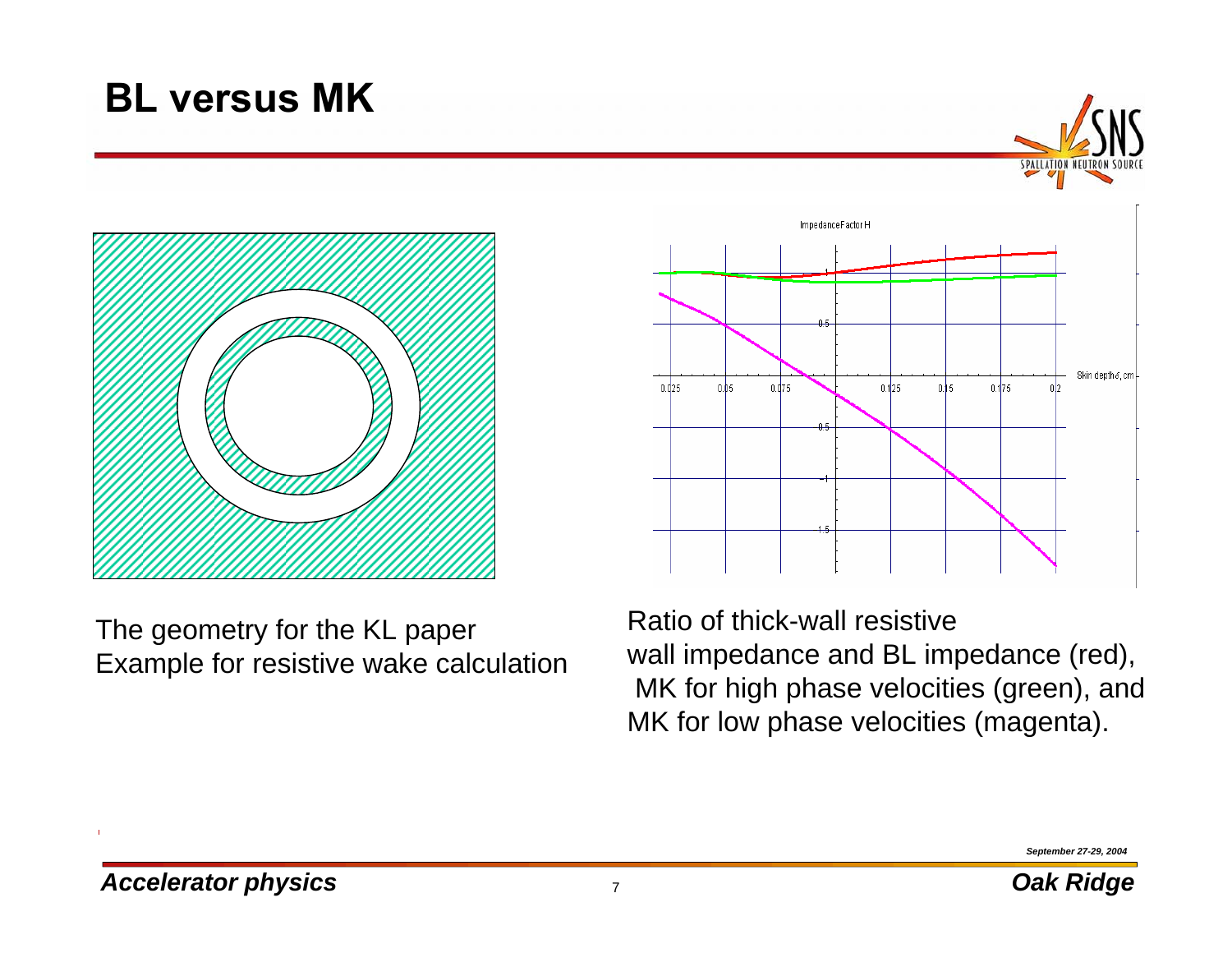# BL versus MK

The geometry for the KL paper
Example for resistive wake calculation

Ratio of thick-wall resistive wall impedance and BL impedance (red), MK for high phase velocities (green), and MK for low phase velocities (magenta).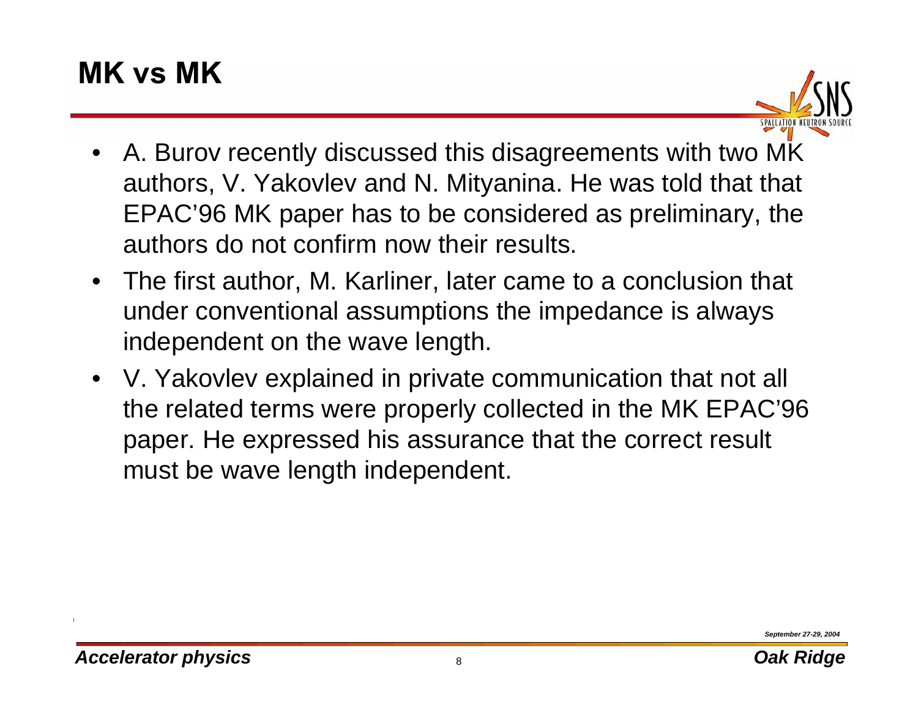# MK vs MK

- A. Burov recently discussed this disagreements with two MK authors, V. Yakovlev and N. Mityanina. He was told that that EPAC'96 MK paper has to be considered as preliminary, the authors do not confirm now their results.
- The first author, M. Karliner, later came to a conclusion that under conventional assumptions the impedance is always independent on the wave length.
- V. Yakovlev explained in private communication that not all the related terms were properly collected in the MK EPAC'96 paper. He expressed his assurance that the correct result must be wave length independent.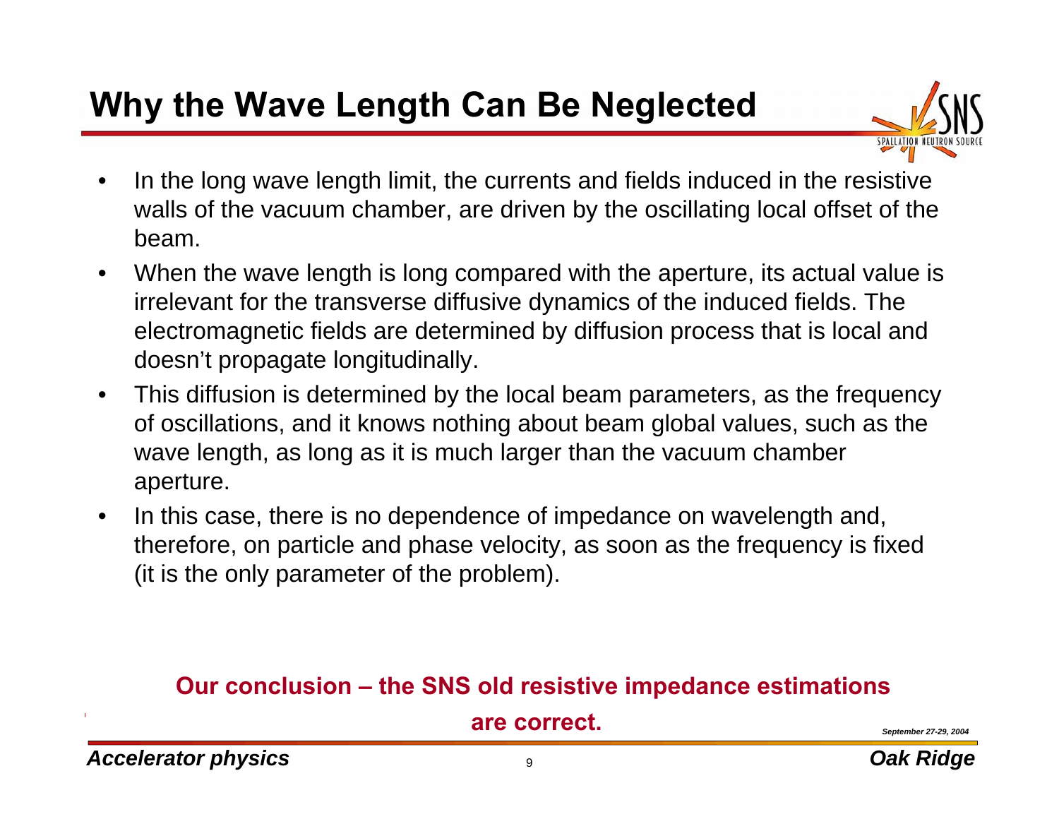# Why the Wave Length Can Be Neglected

- In the long wave length limit, the currents and fields induced in the resistive walls of the vacuum chamber, are driven by the oscillating local offset of the beam.
- When the wave length is long compared with the aperture, its actual value is irrelevant for the transverse diffusive dynamics of the induced fields. The electromagnetic fields are determined by diffusion process that is local and doesn't propagate longitudinally.
- This diffusion is determined by the local beam parameters, as the frequency of oscillations, and it knows nothing about beam global values, such as the wave length, as long as it is much larger than the vacuum chamber aperture.
- In this case, there is no dependence of impedance on wavelength and, therefore, on particle and phase velocity, as soon as the frequency is fixed (it is the only parameter of the problem).

**Our conclusion – the SNS old resistive impedance estimations are correct.**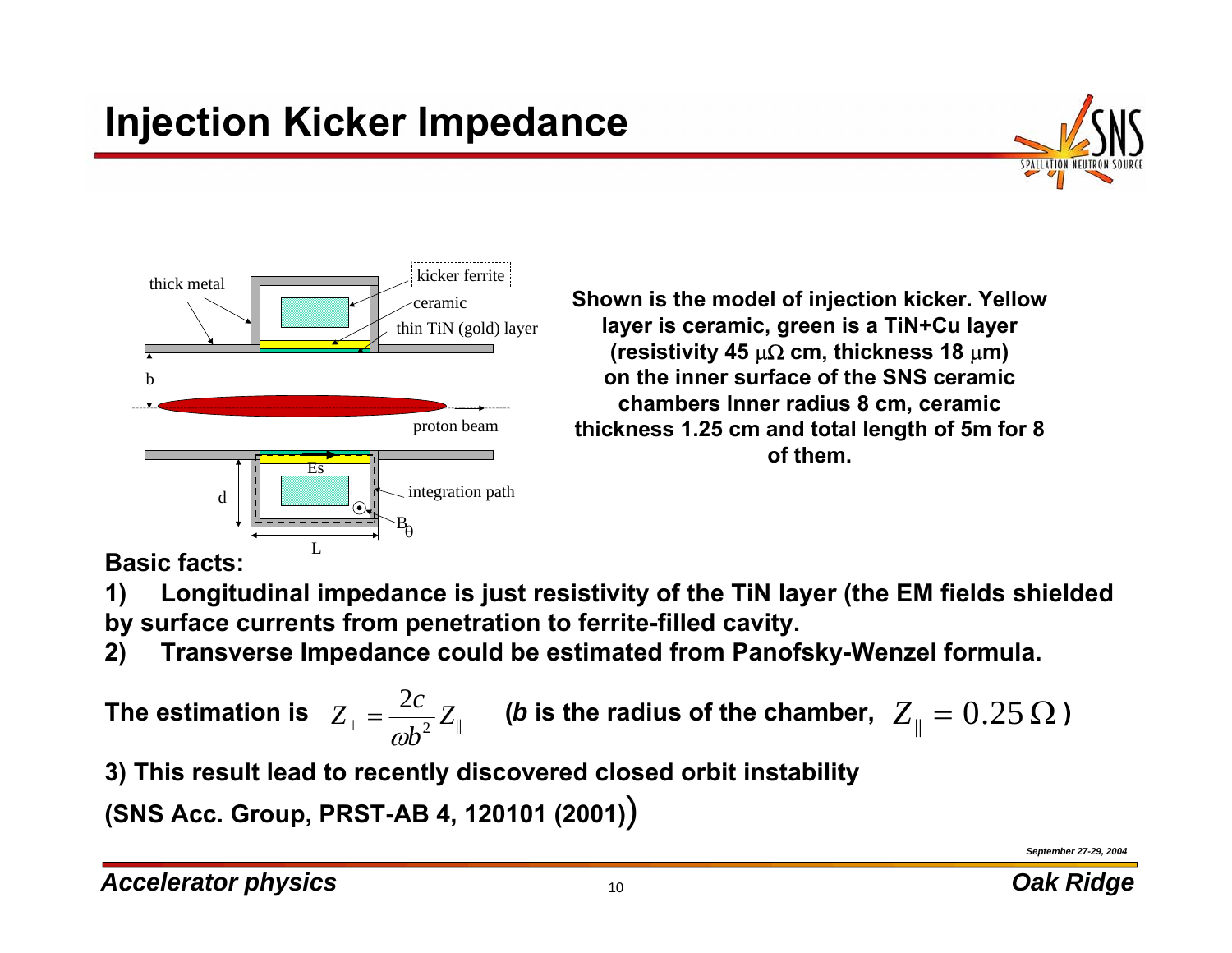# Injection Kicker Impedance

thick metal

kicker ferrite

ceramic

thin TiN (gold) layer

b

proton beam

Es

d

integration path

$B_\theta$

L

Shown is the model of injection kicker. Yellow layer is ceramic, green is a TiN+Cu layer (resistivity 45 μΩ cm, thickness 18 μm) on the inner surface of the SNS ceramic chambers Inner radius 8 cm, ceramic thickness 1.25 cm and total length of 5m for 8 of them.

**Basic facts:**

**1) Longitudinal impedance is just resistivity of the TiN layer (the EM fields shielded by surface currents from penetration to ferrite-filled cavity.**

**2) Transverse Impedance could be estimated from Panofsky-Wenzel formula.**

**The estimation is** $Z_\perp = \frac{2c}{\omega b^2} Z_\parallel$ **(*b* is the radius of the chamber,** $Z_\parallel = 0.25\,\Omega$ **)**

**3) This result lead to recently discovered closed orbit instability**

**(SNS Acc. Group, PRST-AB 4, 120101 (2001))**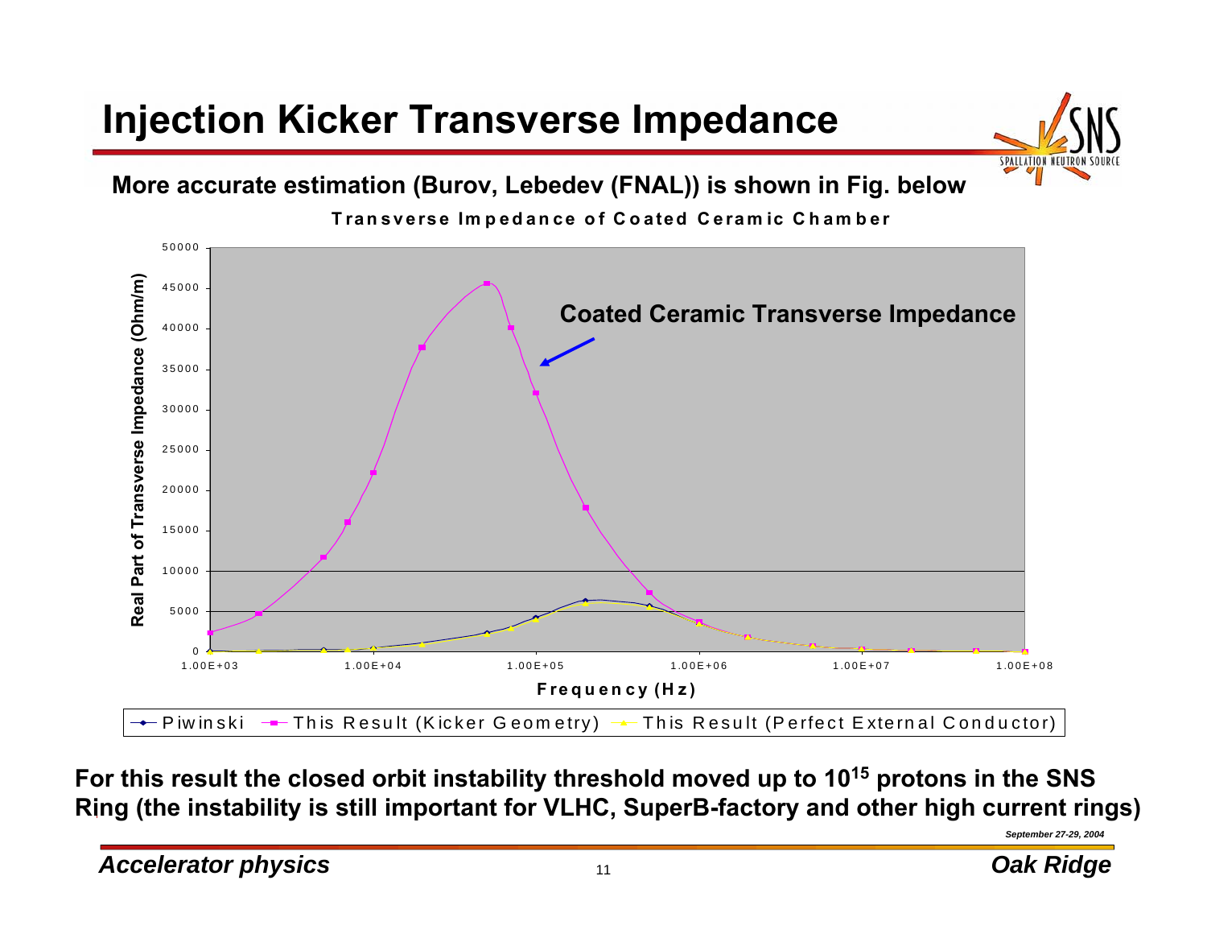# Injection Kicker Transverse Impedance

**More accurate estimation (Burov, Lebedev (FNAL)) is shown in Fig. below**

**Transverse Impedance of Coated Ceramic Chamber**

**Coated Ceramic Transverse Impedance**

Real Part of Transverse Impedance (Ohm/m)

Frequency (Hz)

Piwinski — This Result (Kicker Geometry) — This Result (Perfect External Conductor)

**For this result the closed orbit instability threshold moved up to $10^{15}$ protons in the SNS Ring (the instability is still important for VLHC, SuperB-factory and other high current rings)**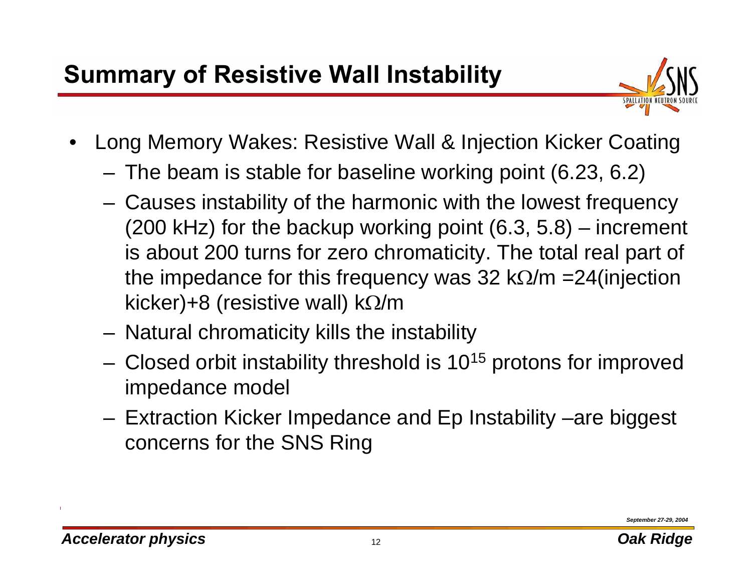# Summary of Resistive Wall Instability

- Long Memory Wakes: Resistive Wall & Injection Kicker Coating
  - The beam is stable for baseline working point (6.23, 6.2)
  - Causes instability of the harmonic with the lowest frequency (200 kHz) for the backup working point (6.3, 5.8) – increment is about 200 turns for zero chromaticity. The total real part of the impedance for this frequency was 32 k$\Omega$/m =24(injection kicker)+8 (resistive wall) k$\Omega$/m
  - Natural chromaticity kills the instability
  - Closed orbit instability threshold is $10^{15}$ protons for improved impedance model
  - Extraction Kicker Impedance and Ep Instability –are biggest concerns for the SNS Ring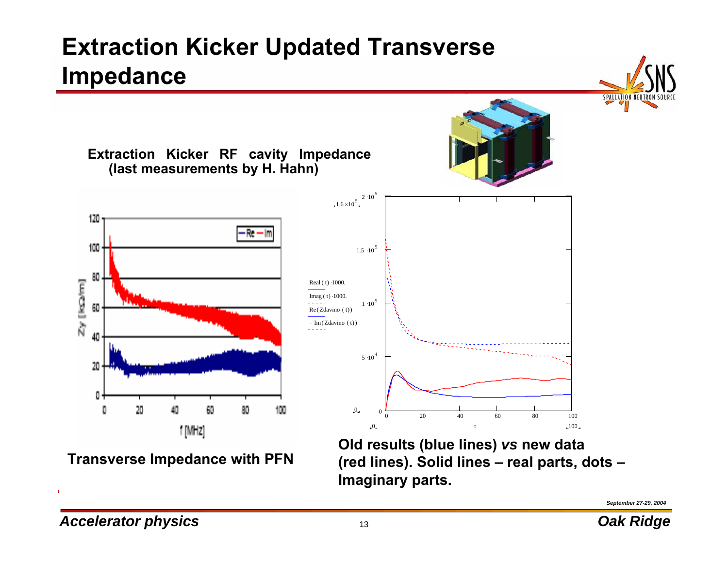# Extraction Kicker Updated Transverse Impedance

**Extraction Kicker RF cavity Impedance (last measurements by H. Hahn)**

**Transverse Impedance with PFN**

**Old results (blue lines) *vs* new data (red lines). Solid lines – real parts, dots – Imaginary parts.**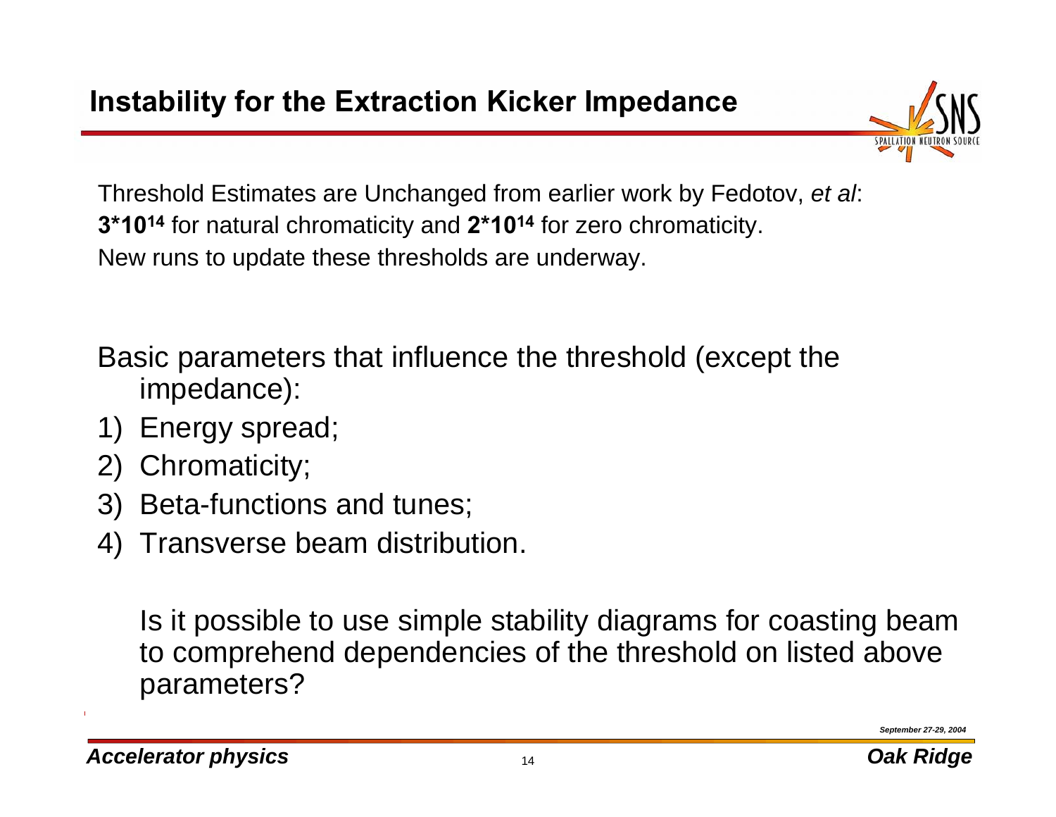# Instability for the Extraction Kicker Impedance

Threshold Estimates are Unchanged from earlier work by Fedotov, *et al*:
**$3*10^{14}$** for natural chromaticity and **$2*10^{14}$** for zero chromaticity.
New runs to update these thresholds are underway.

Basic parameters that influence the threshold (except the impedance):

1) Energy spread;
2) Chromaticity;
3) Beta-functions and tunes;
4) Transverse beam distribution.

Is it possible to use simple stability diagrams for coasting beam to comprehend dependencies of the threshold on listed above parameters?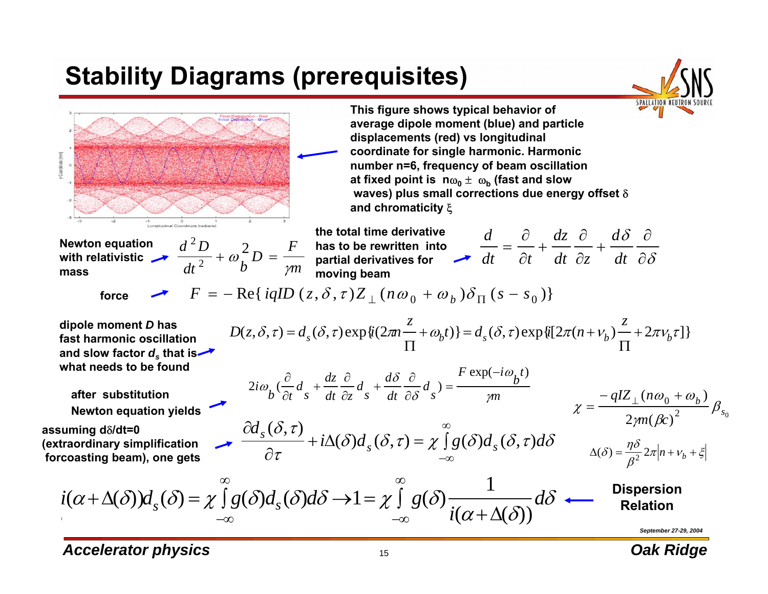# Stability Diagrams (prerequisites)

This figure shows typical behavior of average dipole moment (blue) and particle displacements (red) vs longitudinal coordinate for single harmonic. Harmonic number n=6, frequency of beam oscillation at fixed point is $n\omega_0 \pm \omega_b$ (fast and slow waves) plus small corrections due energy offset $\delta$ and chromaticity $\xi$

Newton equation with relativistic mass

$$\frac{d^2 D}{dt^2} + \omega_b^2 D = \frac{F}{\gamma m}$$

the total time derivative has to be rewritten into partial derivatives for moving beam

$$\frac{d}{dt} = \frac{\partial}{\partial t} + \frac{dz}{dt}\frac{\partial}{\partial z} + \frac{d\delta}{dt}\frac{\partial}{\partial \delta}$$

force

$$F = -\mathrm{Re}\{ iqID(z,\delta,\tau) Z_\perp (n\omega_0 + \omega_b)\delta_\Pi (s - s_0)\}$$

dipole moment *D* has fast harmonic oscillation and slow factor $d_s$ that is what needs to be found

$$D(z,\delta,\tau) = d_s(\delta,\tau)\exp\{i(2\pi n\frac{z}{\Pi} + \omega_b t)\} = d_s(\delta,\tau)\exp\{i[2\pi(n+\nu_b)\frac{z}{\Pi} + 2\pi\nu_b\tau]\}$$

after substitution Newton equation yields

$$2i\omega_b\left(\frac{\partial}{\partial t}d_s + \frac{dz}{dt}\frac{\partial}{\partial z}d_s + \frac{d\delta}{dt}\frac{\partial}{\partial \delta}d_s\right) = \frac{F\exp(-i\omega_b t)}{\gamma m}$$

$$\chi = \frac{-qIZ_\perp(n\omega_0 + \omega_b)}{2\gamma m(\beta c)^2}\beta_{s_0}$$

assuming $d\delta/dt=0$ (extraordinary simplification forcoasting beam), one gets

$$\frac{\partial d_s(\delta,\tau)}{\partial \tau} + i\Delta(\delta)d_s(\delta,\tau) = \chi\int_{-\infty}^{\infty} g(\delta)d_s(\delta,\tau)d\delta$$

$$\Delta(\delta) = \frac{\eta\delta}{\beta^2}2\pi\left|n + \nu_b + \xi\right|$$

$$i(\alpha + \Delta(\delta))d_s(\delta) = \chi\int_{-\infty}^{\infty} g(\delta)d_s(\delta)d\delta \rightarrow 1 = \chi\int_{-\infty}^{\infty} g(\delta)\frac{1}{i(\alpha+\Delta(\delta))}d\delta$$

Dispersion Relation

*September 27-29, 2004*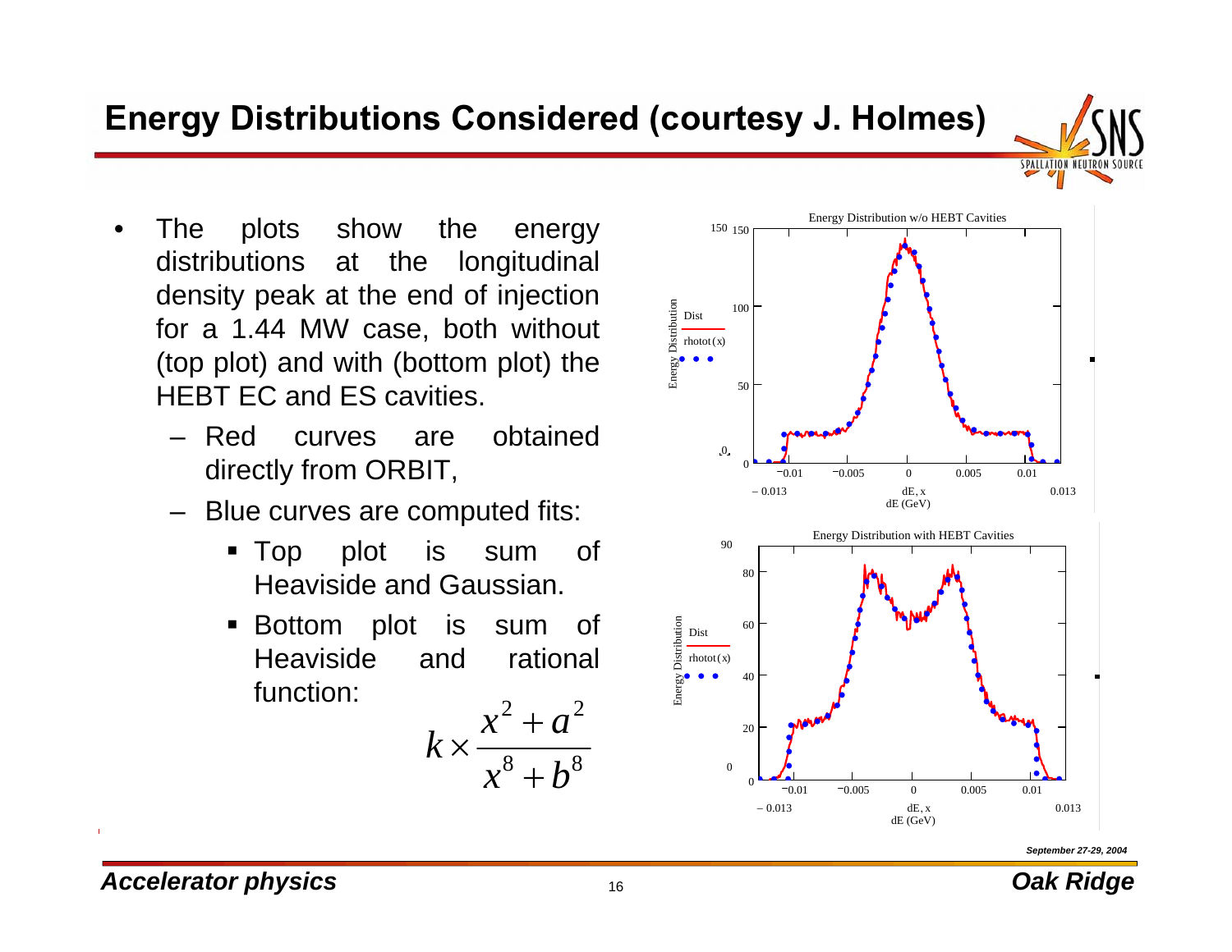# Energy Distributions Considered (courtesy J. Holmes)

- The plots show the energy distributions at the longitudinal density peak at the end of injection for a 1.44 MW case, both without (top plot) and with (bottom plot) the HEBT EC and ES cavities.
  - Red curves are obtained directly from ORBIT,
  - Blue curves are computed fits:
    - Top plot is sum of Heaviside and Gaussian.
    - Bottom plot is sum of Heaviside and rational function:

$$k \times \frac{x^2 + a^2}{x^8 + b^8}$$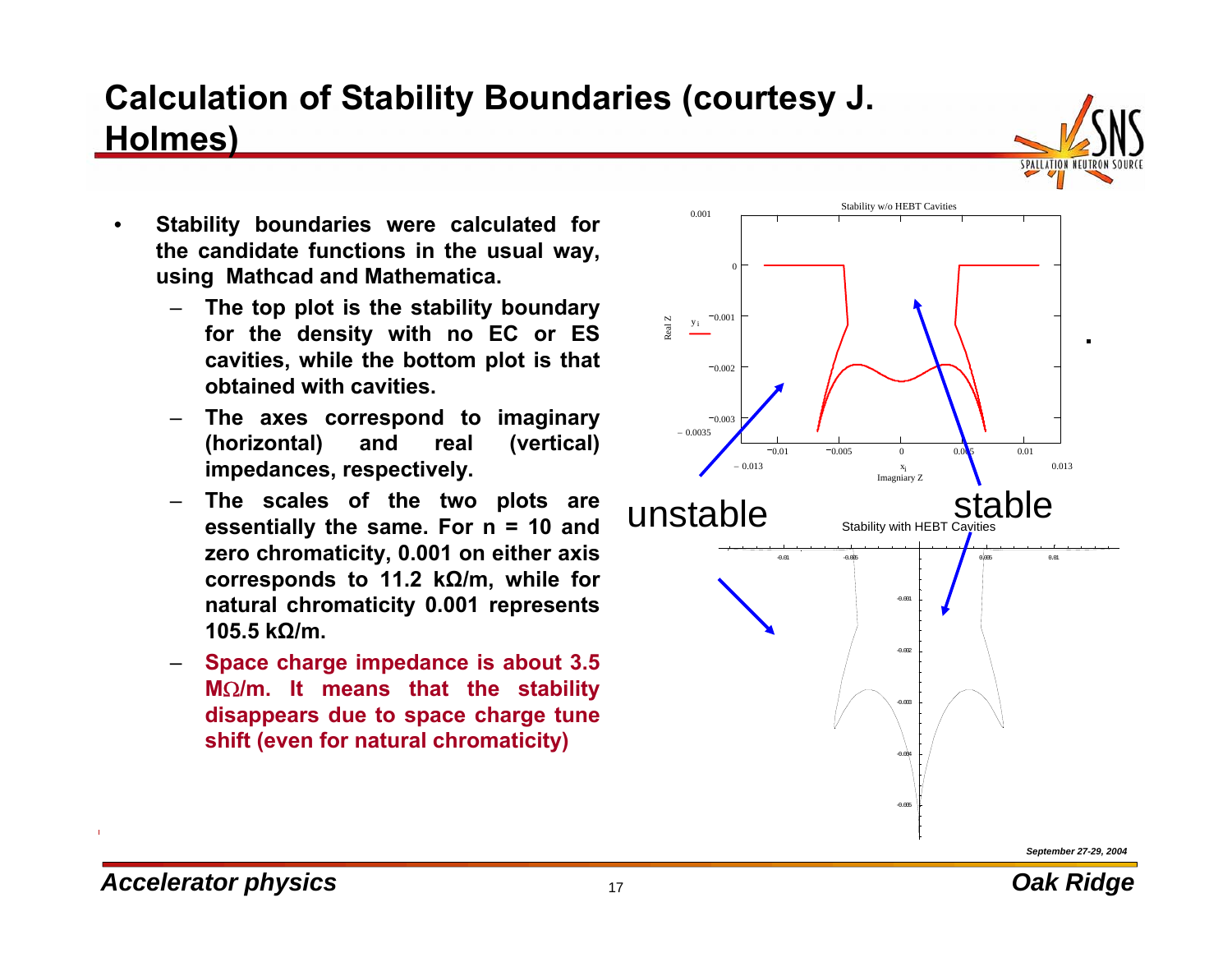# Calculation of Stability Boundaries (courtesy J. Holmes)

- **Stability boundaries were calculated for the candidate functions in the usual way, using Mathcad and Mathematica.**
  - **The top plot is the stability boundary for the density with no EC or ES cavities, while the bottom plot is that obtained with cavities.**
  - **The axes correspond to imaginary (horizontal) and real (vertical) impedances, respectively.**
  - **The scales of the two plots are essentially the same. For n = 10 and zero chromaticity, 0.001 on either axis corresponds to 11.2 kΩ/m, while for natural chromaticity 0.001 represents 105.5 kΩ/m.**
  - **Space charge impedance is about 3.5 MΩ/m. It means that the stability disappears due to space charge tune shift (even for natural chromaticity)**

Stability w/o HEBT Cavities

unstable

stable

Stability with HEBT Cavities

*September 27-29, 2004*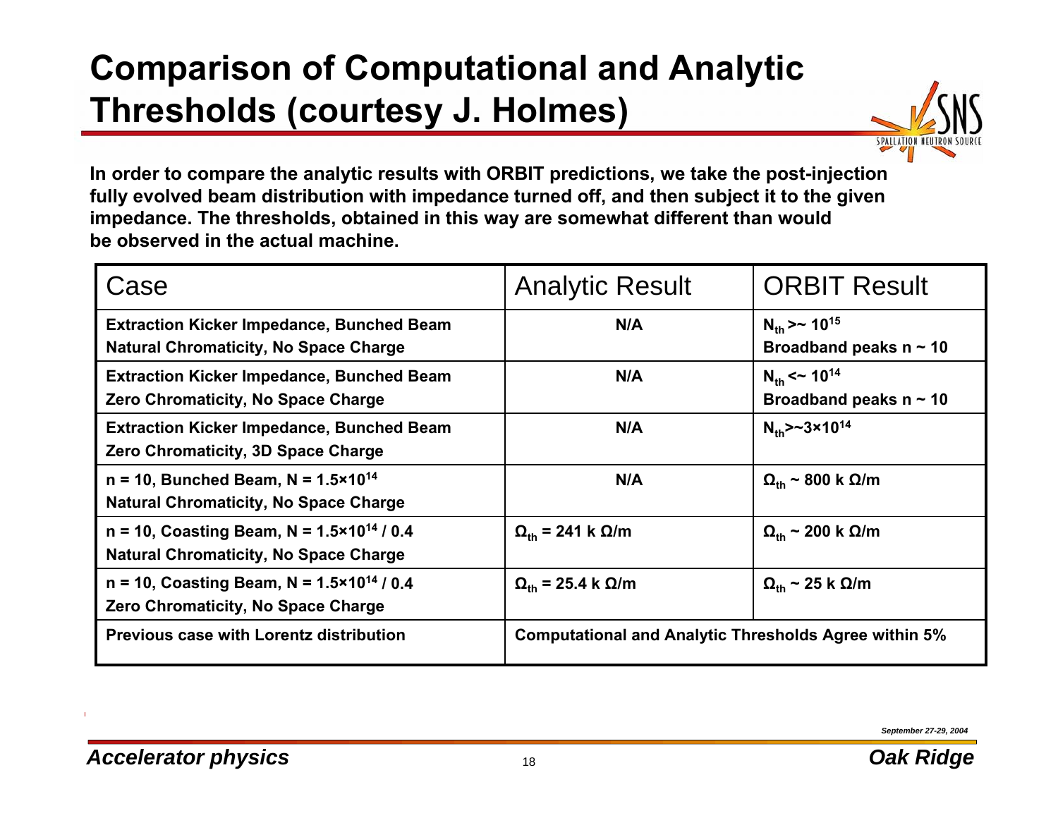# Comparison of Computational and Analytic Thresholds (courtesy J. Holmes)

**In order to compare the analytic results with ORBIT predictions, we take the post-injection fully evolved beam distribution with impedance turned off, and then subject it to the given impedance. The thresholds, obtained in this way are somewhat different than would be observed in the actual machine.**

| Case | Analytic Result | ORBIT Result |
|---|---|---|
| **Extraction Kicker Impedance, Bunched Beam Natural Chromaticity, No Space Charge** | **N/A** | **$N_{th}$ >~ $10^{15}$ Broadband peaks n ~ 10** |
| **Extraction Kicker Impedance, Bunched Beam Zero Chromaticity, No Space Charge** | **N/A** | **$N_{th}$ <~ $10^{14}$ Broadband peaks n ~ 10** |
| **Extraction Kicker Impedance, Bunched Beam Zero Chromaticity, 3D Space Charge** | **N/A** | **$N_{th}$>~$3\times10^{14}$** |
| **n = 10, Bunched Beam, N = $1.5\times10^{14}$ Natural Chromaticity, No Space Charge** | **N/A** | **$\Omega_{th}$ ~ 800 k Ω/m** |
| **n = 10, Coasting Beam, N = $1.5\times10^{14}$ / 0.4 Natural Chromaticity, No Space Charge** | **$\Omega_{th}$ = 241 k Ω/m** | **$\Omega_{th}$ ~ 200 k Ω/m** |
| **n = 10, Coasting Beam, N = $1.5\times10^{14}$ / 0.4 Zero Chromaticity, No Space Charge** | **$\Omega_{th}$ = 25.4 k Ω/m** | **$\Omega_{th}$ ~ 25 k Ω/m** |
| **Previous case with Lorentz distribution** | **Computational and Analytic Thresholds Agree within 5%** | |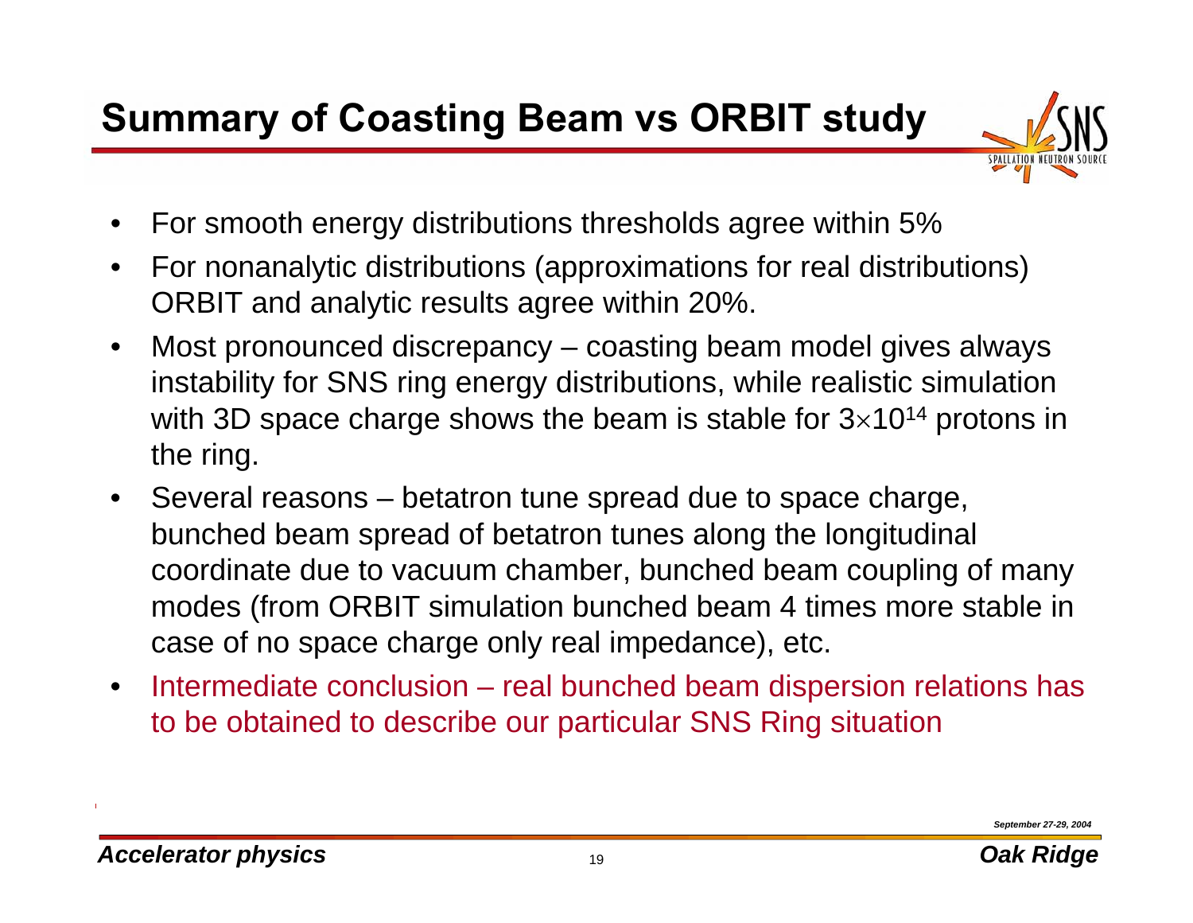# Summary of Coasting Beam vs ORBIT study

- For smooth energy distributions thresholds agree within 5%
- For nonanalytic distributions (approximations for real distributions) ORBIT and analytic results agree within 20%.
- Most pronounced discrepancy – coasting beam model gives always instability for SNS ring energy distributions, while realistic simulation with 3D space charge shows the beam is stable for $3\times10^{14}$ protons in the ring.
- Several reasons – betatron tune spread due to space charge, bunched beam spread of betatron tunes along the longitudinal coordinate due to vacuum chamber, bunched beam coupling of many modes (from ORBIT simulation bunched beam 4 times more stable in case of no space charge only real impedance), etc.
- Intermediate conclusion – real bunched beam dispersion relations has to be obtained to describe our particular SNS Ring situation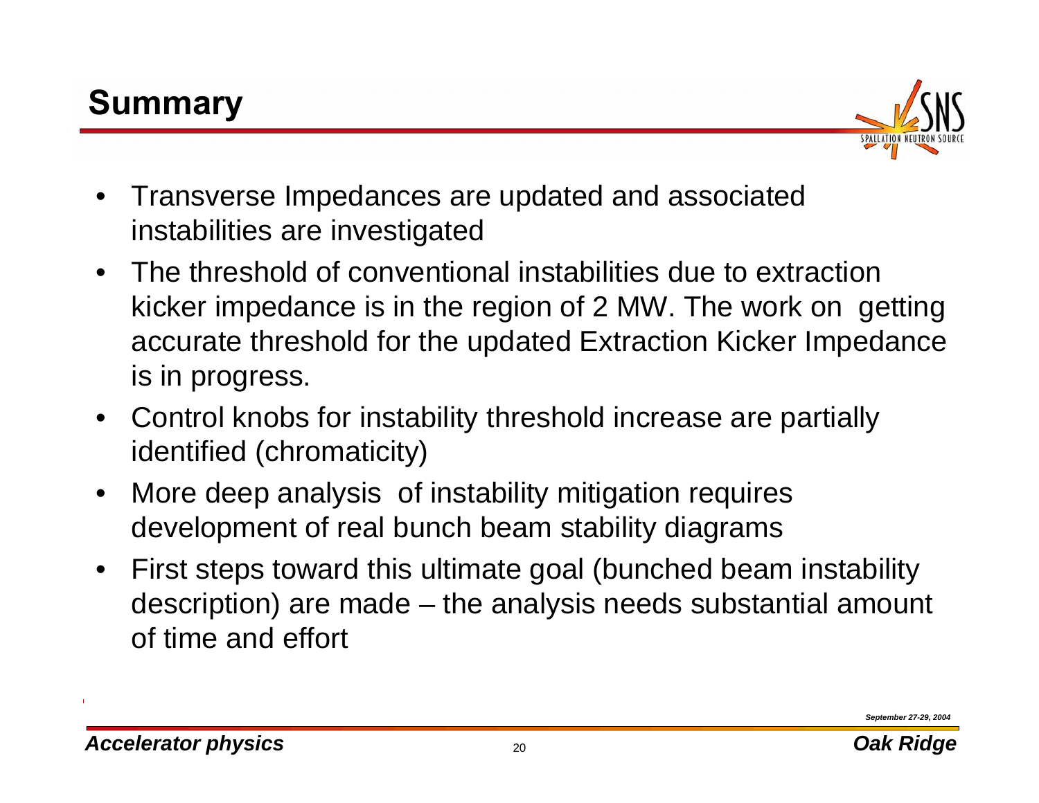## Summary

- Transverse Impedances are updated and associated instabilities are investigated
- The threshold of conventional instabilities due to extraction kicker impedance is in the region of 2 MW. The work on getting accurate threshold for the updated Extraction Kicker Impedance is in progress.
- Control knobs for instability threshold increase are partially identified (chromaticity)
- More deep analysis of instability mitigation requires development of real bunch beam stability diagrams
- First steps toward this ultimate goal (bunched beam instability description) are made – the analysis needs substantial amount of time and effort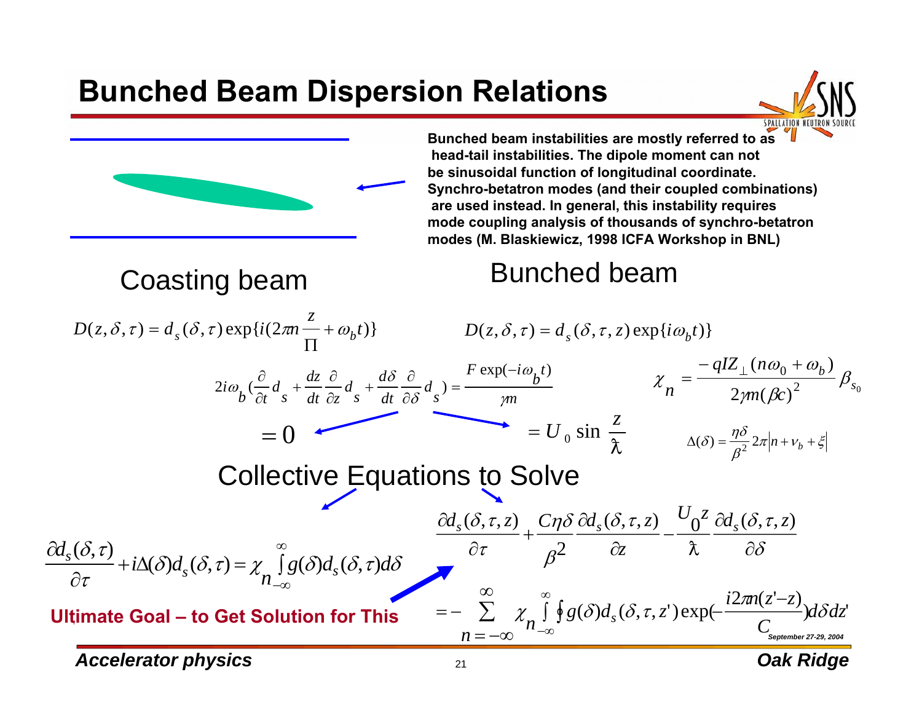# Bunched Beam Dispersion Relations

**Bunched beam instabilities are mostly referred to as head-tail instabilities. The dipole moment can not be sinusoidal function of longitudinal coordinate. Synchro-betatron modes (and their coupled combinations) are used instead. In general, this instability requires mode coupling analysis of thousands of synchro-betatron modes (M. Blaskiewicz, 1998 ICFA Workshop in BNL)**

## Coasting beam

$$D(z,\delta,\tau) = d_s(\delta,\tau)\exp\{i(2\pi n\frac{z}{\Pi} + \omega_b t)\}$$

## Bunched beam

$$D(z,\delta,\tau) = d_s(\delta,\tau,z)\exp\{i\omega_b t)\}$$

$$2i\omega_b(\frac{\partial}{\partial t}d_s + \frac{dz}{dt}\frac{\partial}{\partial z}d_s + \frac{d\delta}{dt}\frac{\partial}{\partial \delta}d_s) = \frac{F\exp(-i\omega_b t)}{\gamma m}$$

$$\chi_n = \frac{-qIZ_\perp(n\omega_0 + \omega_b)}{2\gamma m(\beta c)^2}\beta_{s_0}$$

$$\frac{dz}{dt}\ \text{term}: \quad = 0 \qquad\qquad \frac{d\delta}{dt}\ \text{term}: \quad = U_0 \sin\frac{z}{ƛ}$$

$$\Delta(\delta) = \frac{\eta\delta}{\beta^2}2\pi\left|n + \nu_b + \xi\right|$$

## Collective Equations to Solve

$$\frac{\partial d_s(\delta,\tau)}{\partial \tau} + i\Delta(\delta)d_s(\delta,\tau) = \chi_n \int_{-\infty}^{\infty} g(\delta)d_s(\delta,\tau)d\delta$$

$$\frac{\partial d_s(\delta,\tau,z)}{\partial \tau} + \frac{C\eta\delta}{\beta^2}\frac{\partial d_s(\delta,\tau,z)}{\partial z} - \frac{U_0 z}{ƛ}\frac{\partial d_s(\delta,\tau,z)}{\partial \delta}$$

$$= -\sum_{n=-\infty}^{\infty}\chi_n \int_{-\infty}^{\infty}\oint g(\delta)d_s(\delta,\tau,z')\exp(-\frac{i2\pi n(z'-z)}{C})d\delta dz'$$

**Ultimate Goal – to Get Solution for This**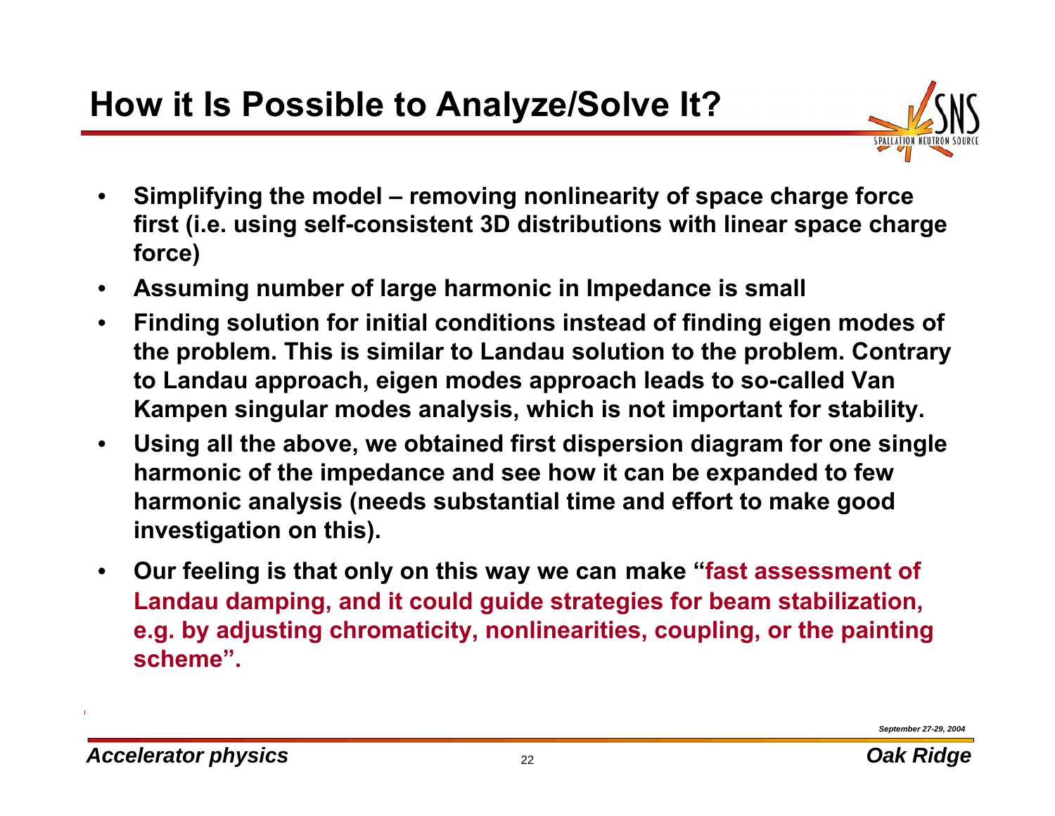# How it Is Possible to Analyze/Solve It?

- **Simplifying the model – removing nonlinearity of space charge force first (i.e. using self-consistent 3D distributions with linear space charge force)**
- **Assuming number of large harmonic in Impedance is small**
- **Finding solution for initial conditions instead of finding eigen modes of the problem. This is similar to Landau solution to the problem. Contrary to Landau approach, eigen modes approach leads to so-called Van Kampen singular modes analysis, which is not important for stability.**
- **Using all the above, we obtained first dispersion diagram for one single harmonic of the impedance and see how it can be expanded to few harmonic analysis (needs substantial time and effort to make good investigation on this).**
- **Our feeling is that only on this way we can make "fast assessment of Landau damping, and it could guide strategies for beam stabilization, e.g. by adjusting chromaticity, nonlinearities, coupling, or the painting scheme".**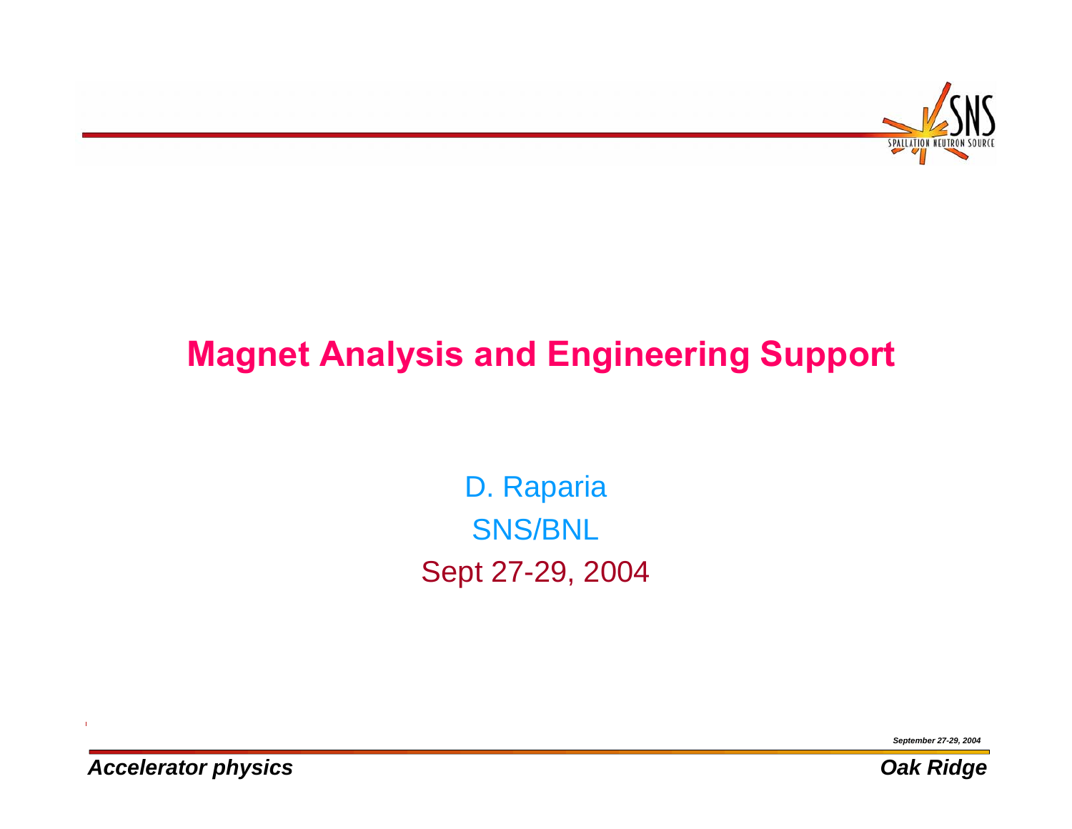# Magnet Analysis and Engineering Support

D. Raparia

SNS/BNL

Sept 27-29, 2004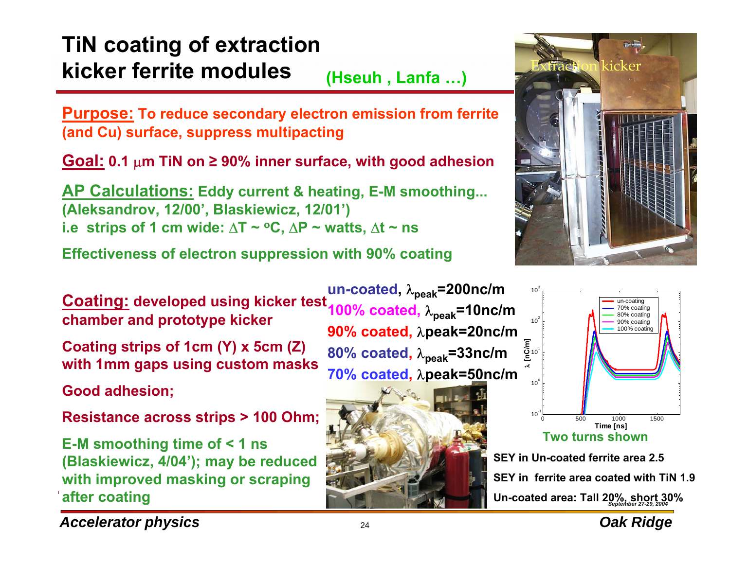# TiN coating of extraction kicker ferrite modules (Hseuh , Lanfa …)

**Purpose:** To reduce secondary electron emission from ferrite (and Cu) surface, suppress multipacting

**Goal:** 0.1 $\mu$m TiN on ≥ 90% inner surface, with good adhesion

**AP Calculations:** Eddy current & heating, E-M smoothing... (Aleksandrov, 12/00', Blaskiewicz, 12/01')
i.e strips of 1 cm wide: $\Delta T \sim {}^oC$, $\Delta P \sim$ watts, $\Delta t \sim$ ns

Effectiveness of electron suppression with 90% coating

Extraction kicker

**Coating:** developed using kicker test chamber and prototype kicker

Coating strips of 1cm (Y) x 5cm (Z) with 1mm gaps using custom masks

Good adhesion;

Resistance across strips > 100 Ohm;

E-M smoothing time of < 1 ns (Blaskiewicz, 4/04'); may be reduced with improved masking or scraping after coating

un-coated, $\lambda_{peak}$=200nc/m
100% coated, $\lambda_{peak}$=10nc/m
90% coated, $\lambda$peak=20nc/m
80% coated, $\lambda_{peak}$=33nc/m
70% coated, $\lambda$peak=50nc/m

Two turns shown

SEY in Un-coated ferrite area 2.5

SEY in ferrite area coated with TiN 1.9

Un-coated area: Tall 20%, short 30%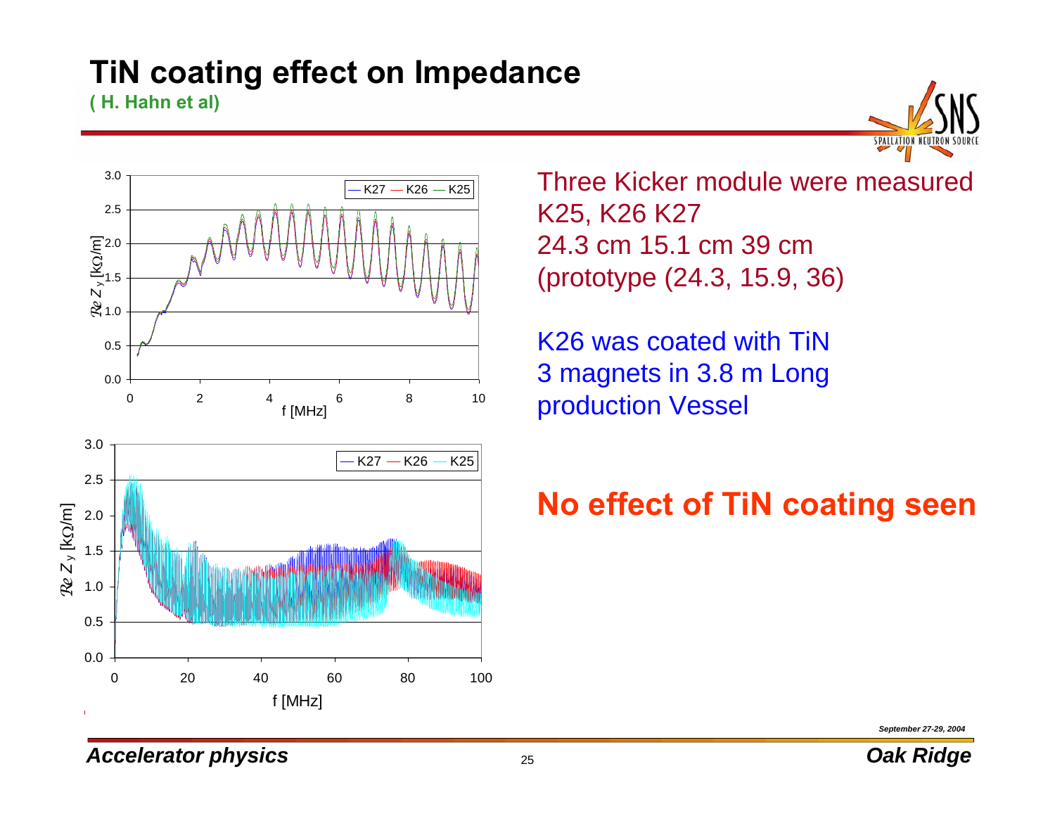# TiN coating effect on Impedance

**( H. Hahn et al)**

Three Kicker module were measured
K25, K26 K27
24.3 cm 15.1 cm 39 cm
(prototype (24.3, 15.9, 36)

K26 was coated with TiN
3 magnets in 3.8 m Long production Vessel

**No effect of TiN coating seen**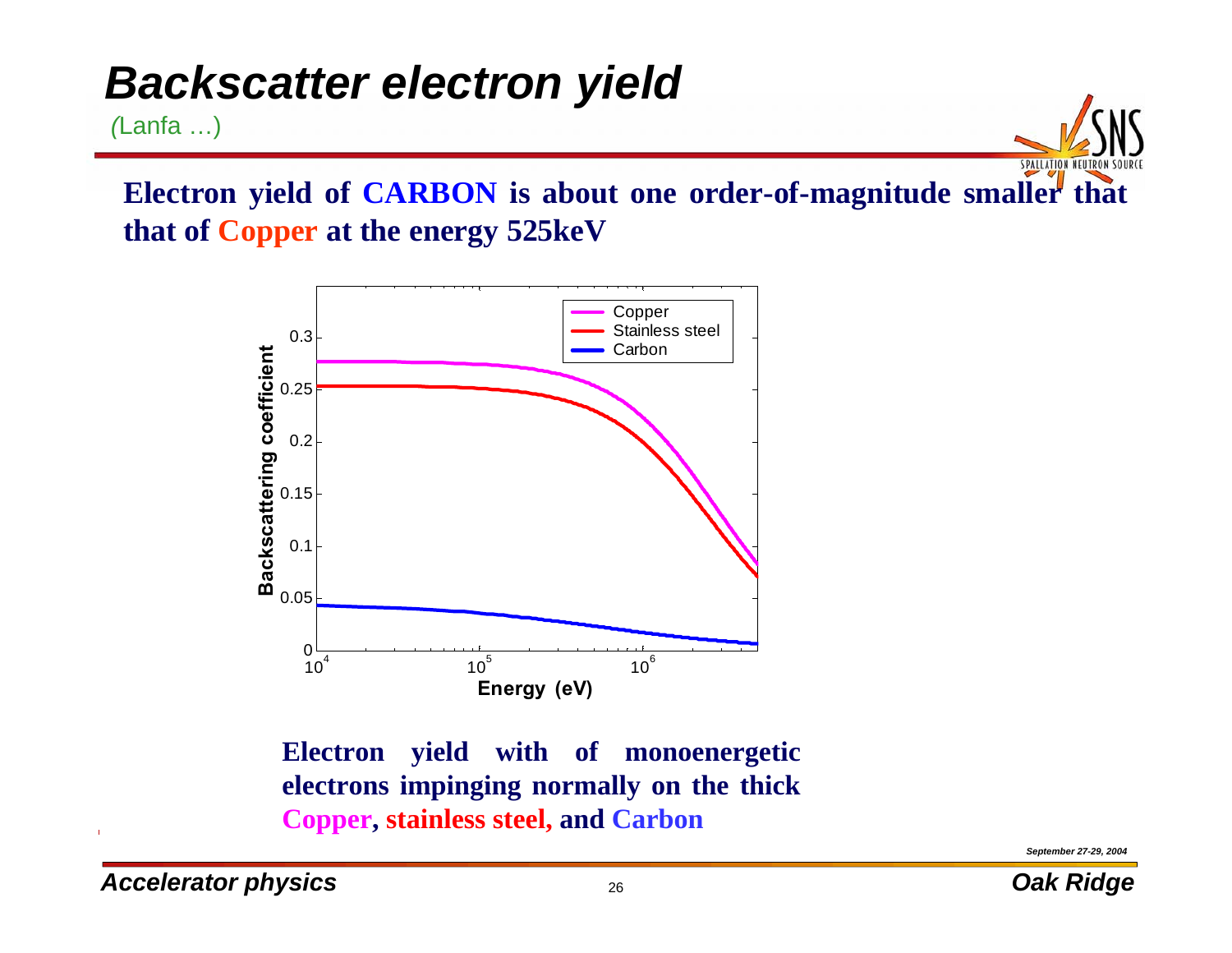# *Backscatter electron yield*

(Lanfa …)

**Electron yield of CARBON is about one order-of-magnitude smaller that that of Copper at the energy 525keV**

**Electron yield with of monoenergetic electrons impinging normally on the thick Copper, stainless steel, and Carbon**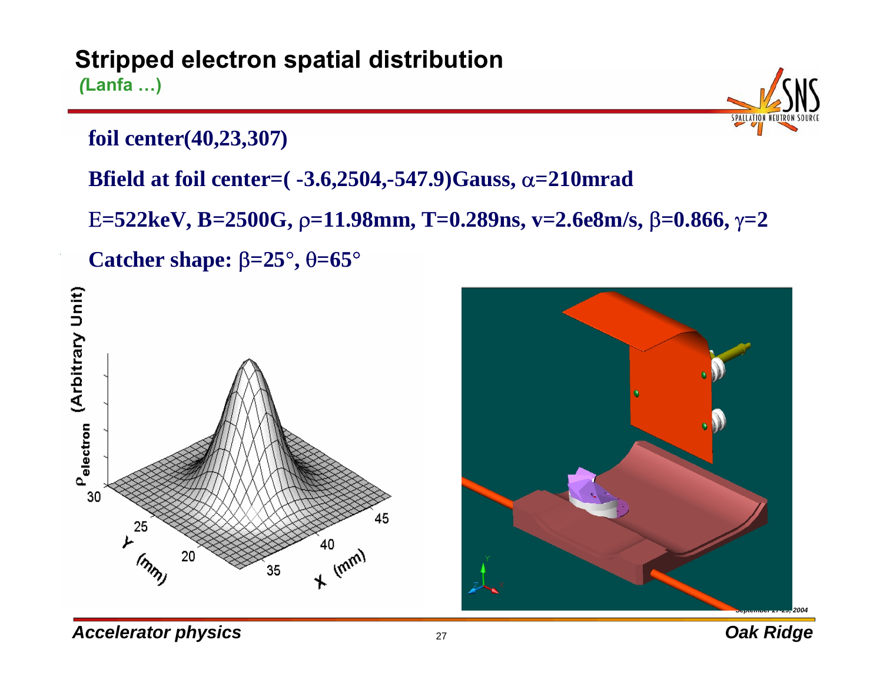# Stripped electron spatial distribution

*(Lanfa …)*

**foil center(40,23,307)**

**Bfield at foil center=( -3.6,2504,-547.9)Gauss, $\alpha$=210mrad**

**E=522keV, B=2500G, $\rho$=11.98mm, T=0.289ns, v=2.6e8m/s, $\beta$=0.866, $\gamma$=2**

**Catcher shape: $\beta$=25°, $\theta$=65°**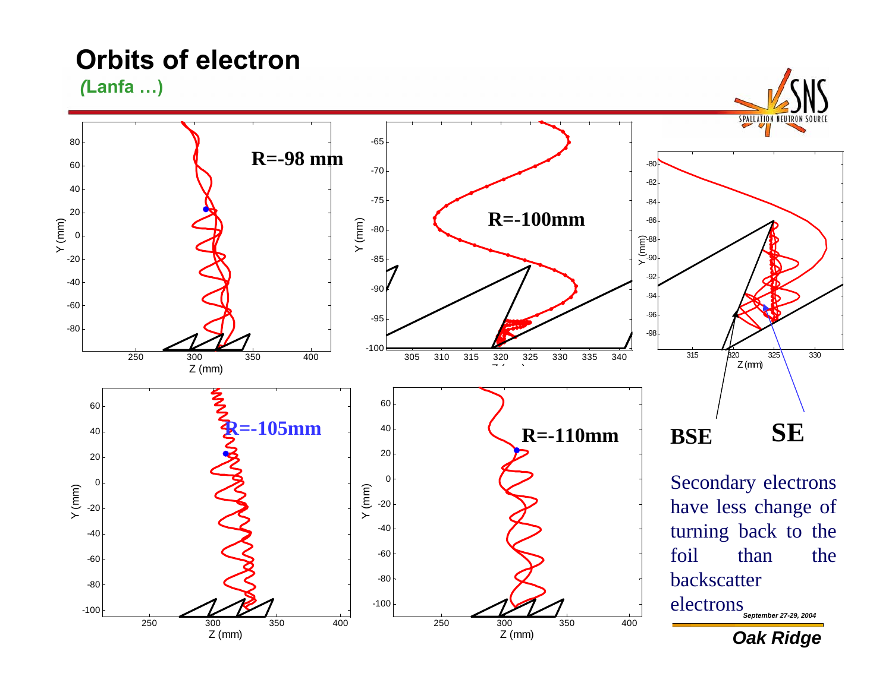# Orbits of electron

**(Lanfa …)**

R=-98 mm

R=-100mm

R=-105mm

R=-110mm

BSE

SE

Secondary electrons have less change of turning back to the foil than the backscatter electrons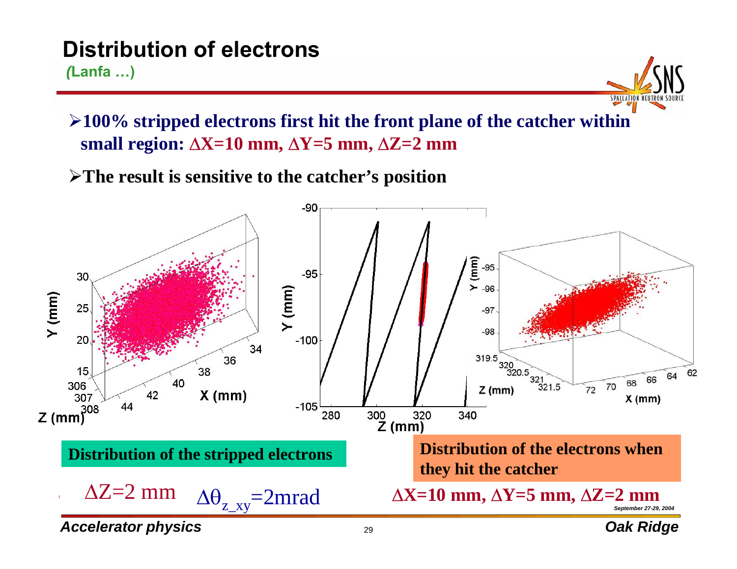# Distribution of electrons

**(Lanfa …)**

- **100% stripped electrons first hit the front plane of the catcher within small region: $\Delta X$=10 mm, $\Delta Y$=5 mm, $\Delta Z$=2 mm**
- **The result is sensitive to the catcher's position**

**Distribution of the stripped electrons**

$\Delta Z$=2 mm $\Delta\theta_{z\_xy}$=2mrad

**Distribution of the electrons when they hit the catcher**

**$\Delta X$=10 mm, $\Delta Y$=5 mm, $\Delta Z$=2 mm**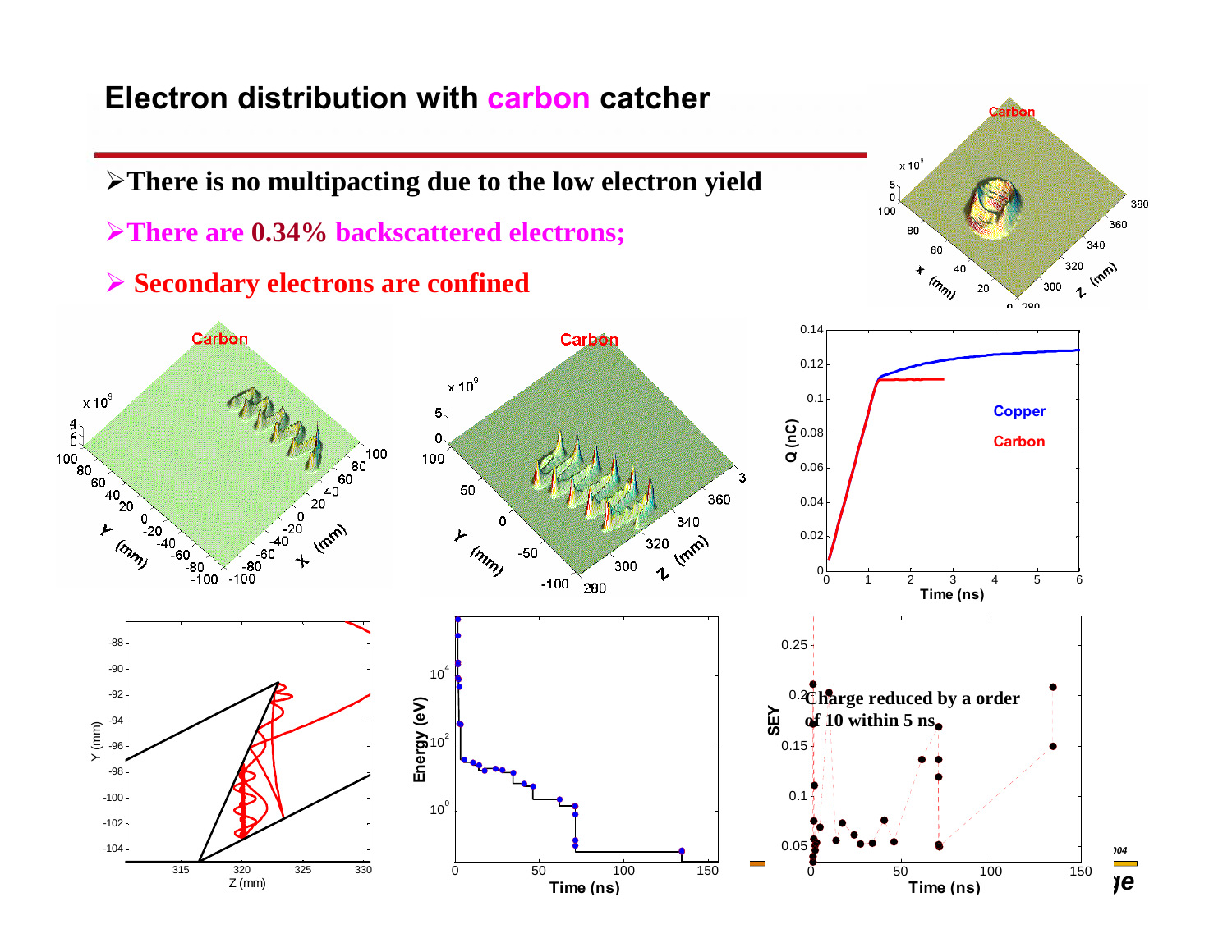# Electron distribution with carbon catcher

- There is no multipacting due to the low electron yield
- There are 0.34% backscattered electrons;
- Secondary electrons are confined

Charge reduced by a order of 10 within 5 ns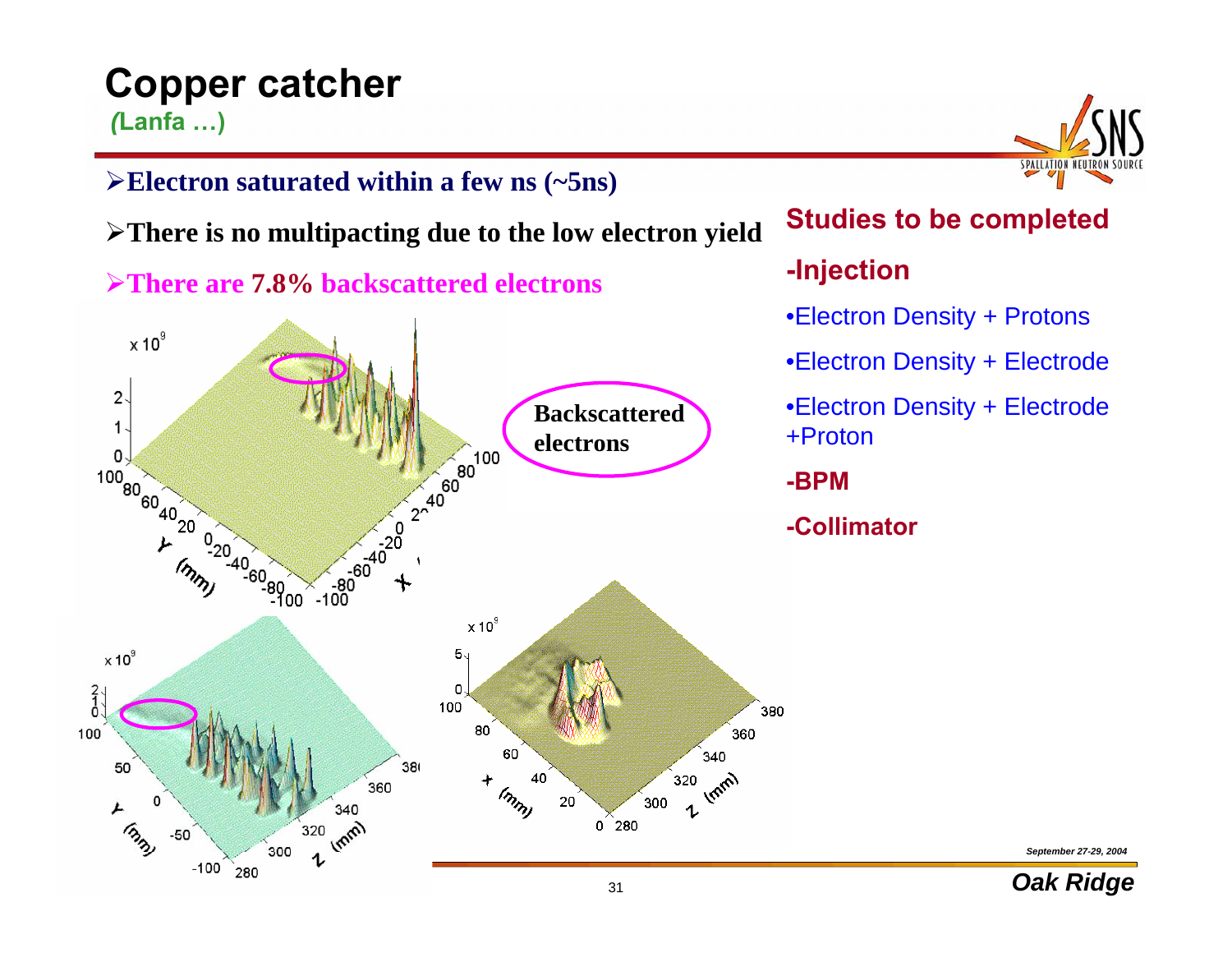# Copper catcher

**(Lanfa …)**

- **Electron saturated within a few ns (~5ns)**
- **There is no multipacting due to the low electron yield**
- **There are 7.8% backscattered electrons**

Backscattered electrons

## Studies to be completed

### -Injection

- Electron Density + Protons
- Electron Density + Electrode
- Electron Density + Electrode +Proton

### -BPM

### -Collimator

*September 27-29, 2004*

***Oak Ridge***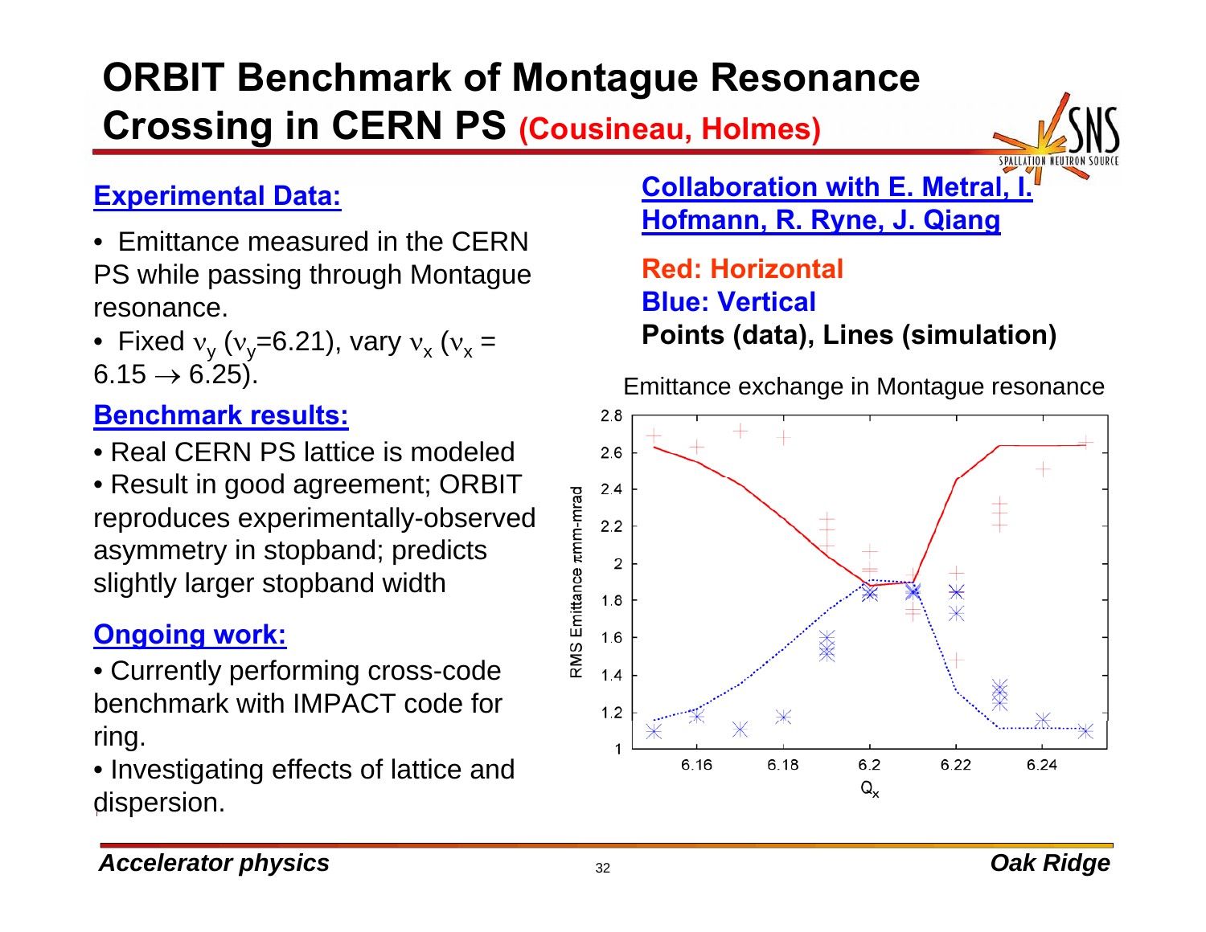# ORBIT Benchmark of Montague Resonance Crossing in CERN PS (Cousineau, Holmes)

## Experimental Data:

- Emittance measured in the CERN PS while passing through Montague resonance.
- Fixed $\nu_y$ ($\nu_y$=6.21), vary $\nu_x$ ($\nu_x$ = 6.15 $\rightarrow$ 6.25).

## Benchmark results:

- Real CERN PS lattice is modeled
- Result in good agreement; ORBIT reproduces experimentally-observed asymmetry in stopband; predicts slightly larger stopband width

## Ongoing work:

- Currently performing cross-code benchmark with IMPACT code for ring.
- Investigating effects of lattice and dispersion.

## Collaboration with E. Metral, I. Hofmann, R. Ryne, J. Qiang

**Red: Horizontal**
**Blue: Vertical**
**Points (data), Lines (simulation)**

Emittance exchange in Montague resonance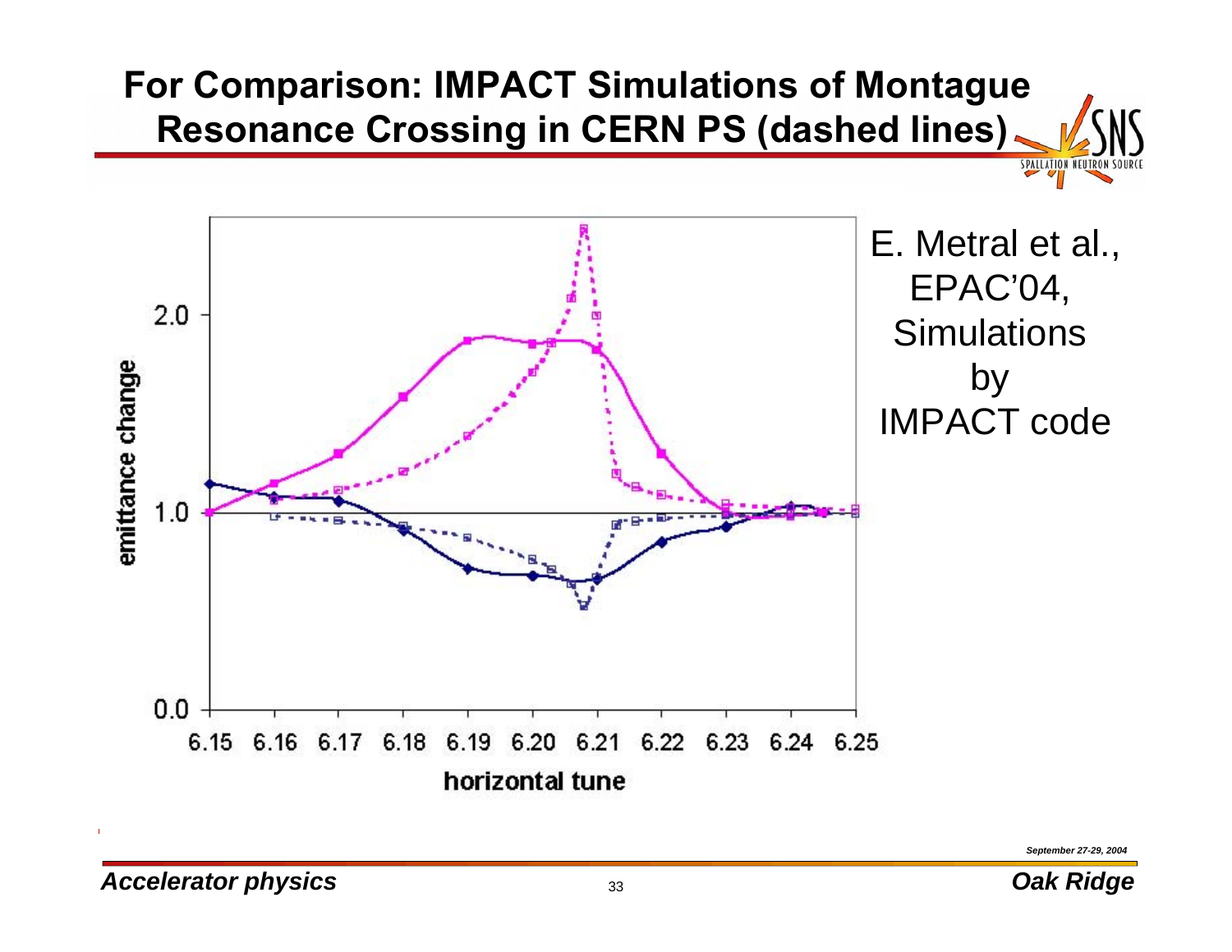## For Comparison: IMPACT Simulations of Montague Resonance Crossing in CERN PS (dashed lines)

E. Metral et al., EPAC'04, Simulations by IMPACT code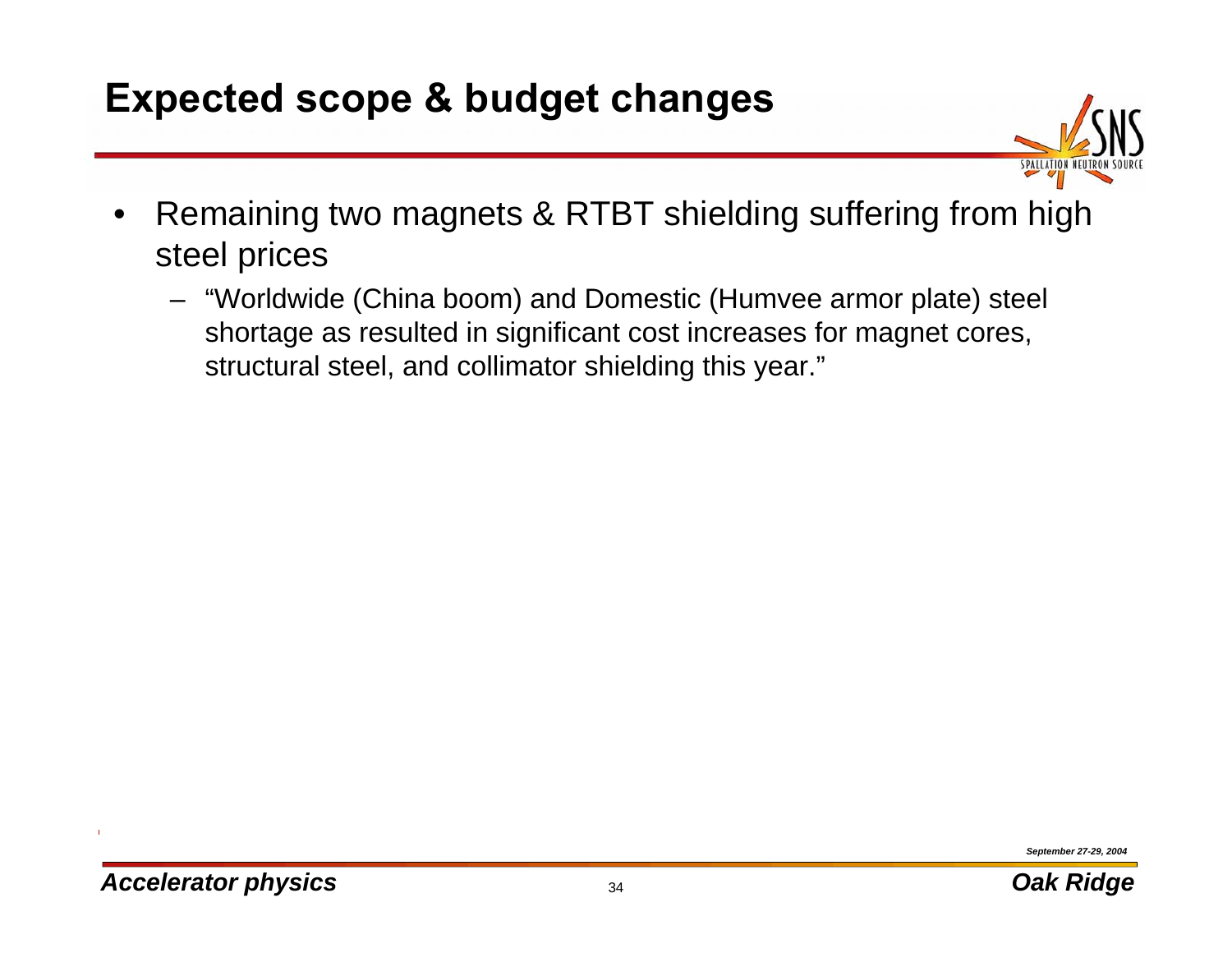# Expected scope & budget changes

- Remaining two magnets & RTBT shielding suffering from high steel prices
  - “Worldwide (China boom) and Domestic (Humvee armor plate) steel shortage as resulted in significant cost increases for magnet cores, structural steel, and collimator shielding this year.”